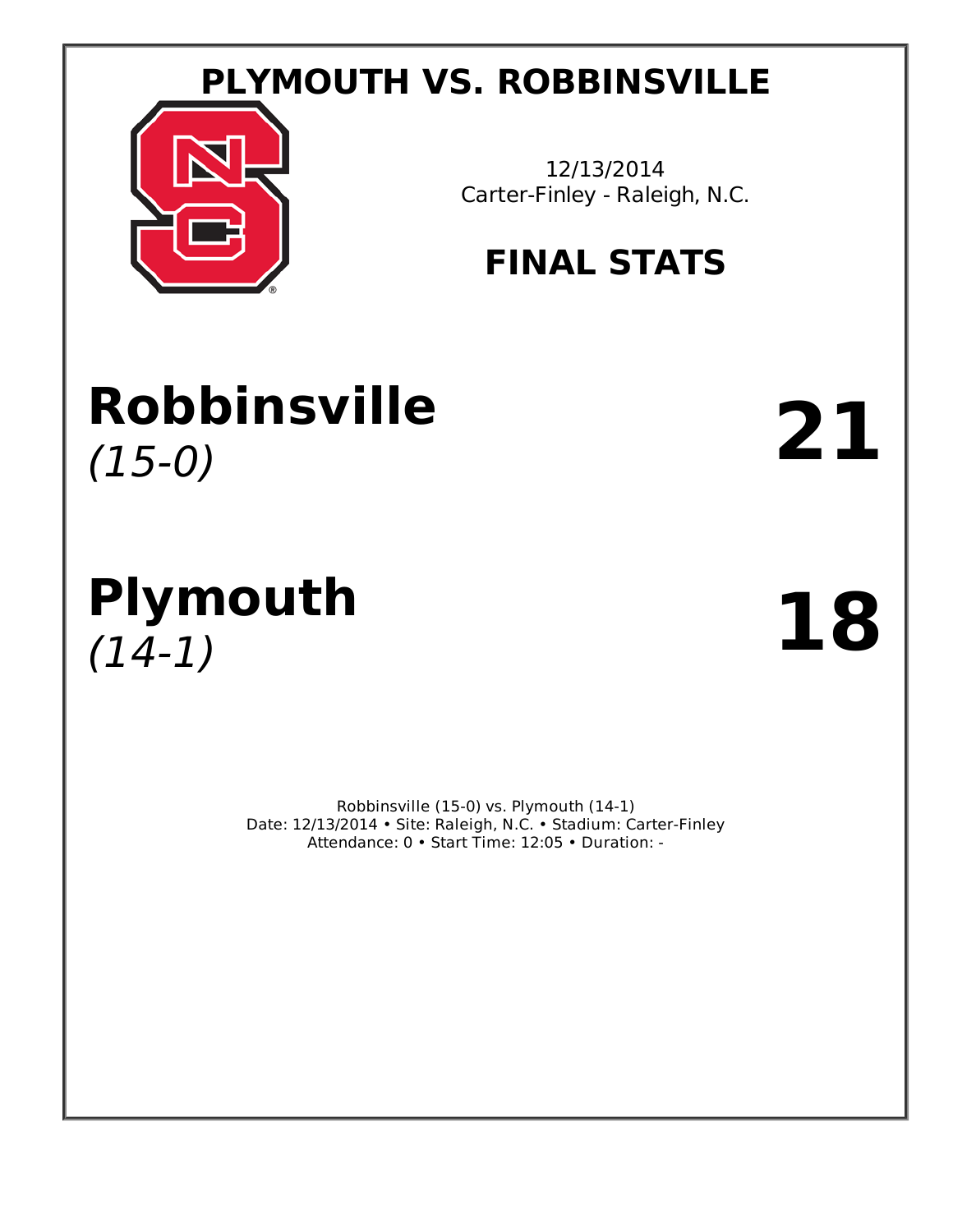# PLYMOUTH VS. ROBBINSVILLE

12/13/2014
Carter-Finley - Raleigh, N.C.

## FINAL STATS

| Team | Score |
|---|---|
| **Robbinsville** *(15-0)* | **21** |
| **Plymouth** *(14-1)* | **18** |

Robbinsville (15-0) vs. Plymouth (14-1)
Date: 12/13/2014 • Site: Raleigh, N.C. • Stadium: Carter-Finley
Attendance: 0 • Start Time: 12:05 • Duration: -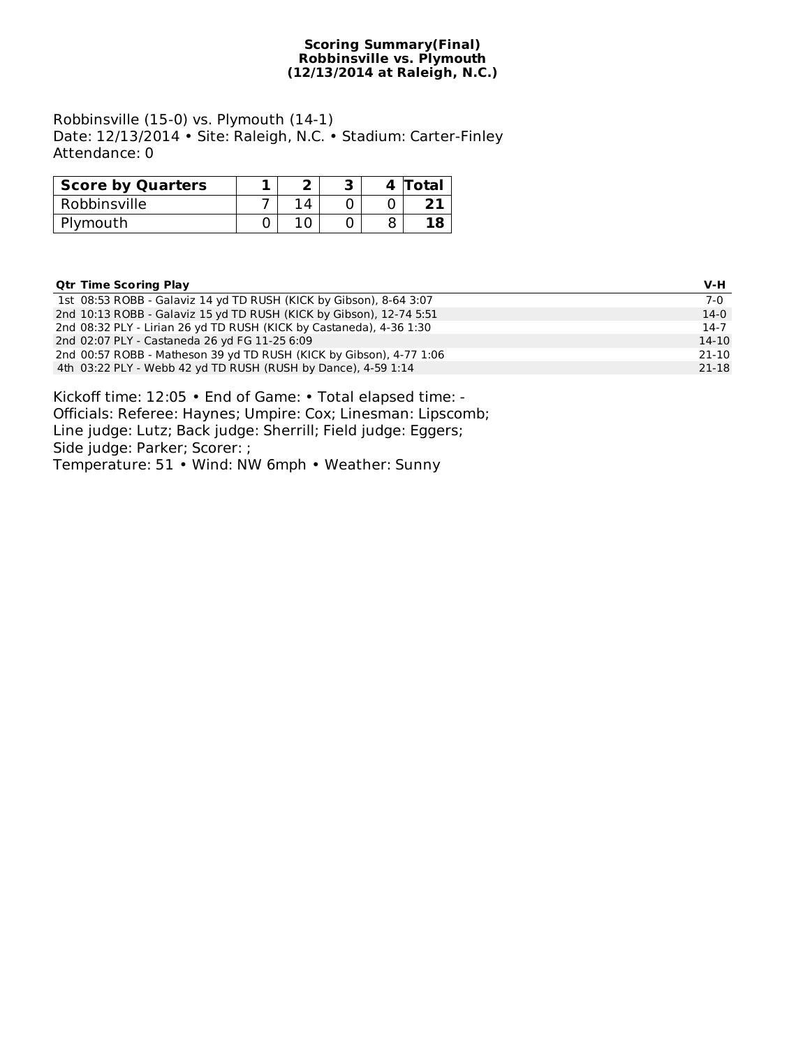**Scoring Summary(Final)**
**Robbinsville vs. Plymouth**
**(12/13/2014 at Raleigh, N.C.)**

Robbinsville (15-0) vs. Plymouth (14-1)
Date: 12/13/2014 • Site: Raleigh, N.C. • Stadium: Carter-Finley
Attendance: 0

| Score by Quarters | 1 | 2 | 3 | 4 | Total |
|---|---|---|---|---|---|
| Robbinsville | 7 | 14 | 0 | 0 | **21** |
| Plymouth | 0 | 10 | 0 | 8 | **18** |

| Qtr | Time | Scoring Play | V-H |
|---|---|---|---|
| 1st | 08:53 | ROBB - Galaviz 14 yd TD RUSH (KICK by Gibson), 8-64 3:07 | 7-0 |
| 2nd | 10:13 | ROBB - Galaviz 15 yd TD RUSH (KICK by Gibson), 12-74 5:51 | 14-0 |
| 2nd | 08:32 | PLY - Lirian 26 yd TD RUSH (KICK by Castaneda), 4-36 1:30 | 14-7 |
| 2nd | 02:07 | PLY - Castaneda 26 yd FG 11-25 6:09 | 14-10 |
| 2nd | 00:57 | ROBB - Matheson 39 yd TD RUSH (KICK by Gibson), 4-77 1:06 | 21-10 |
| 4th | 03:22 | PLY - Webb 42 yd TD RUSH (RUSH by Dance), 4-59 1:14 | 21-18 |

Kickoff time: 12:05 • End of Game: • Total elapsed time: -
Officials: Referee: Haynes; Umpire: Cox; Linesman: Lipscomb;
Line judge: Lutz; Back judge: Sherrill; Field judge: Eggers;
Side judge: Parker; Scorer: ;
Temperature: 51 • Wind: NW 6mph • Weather: Sunny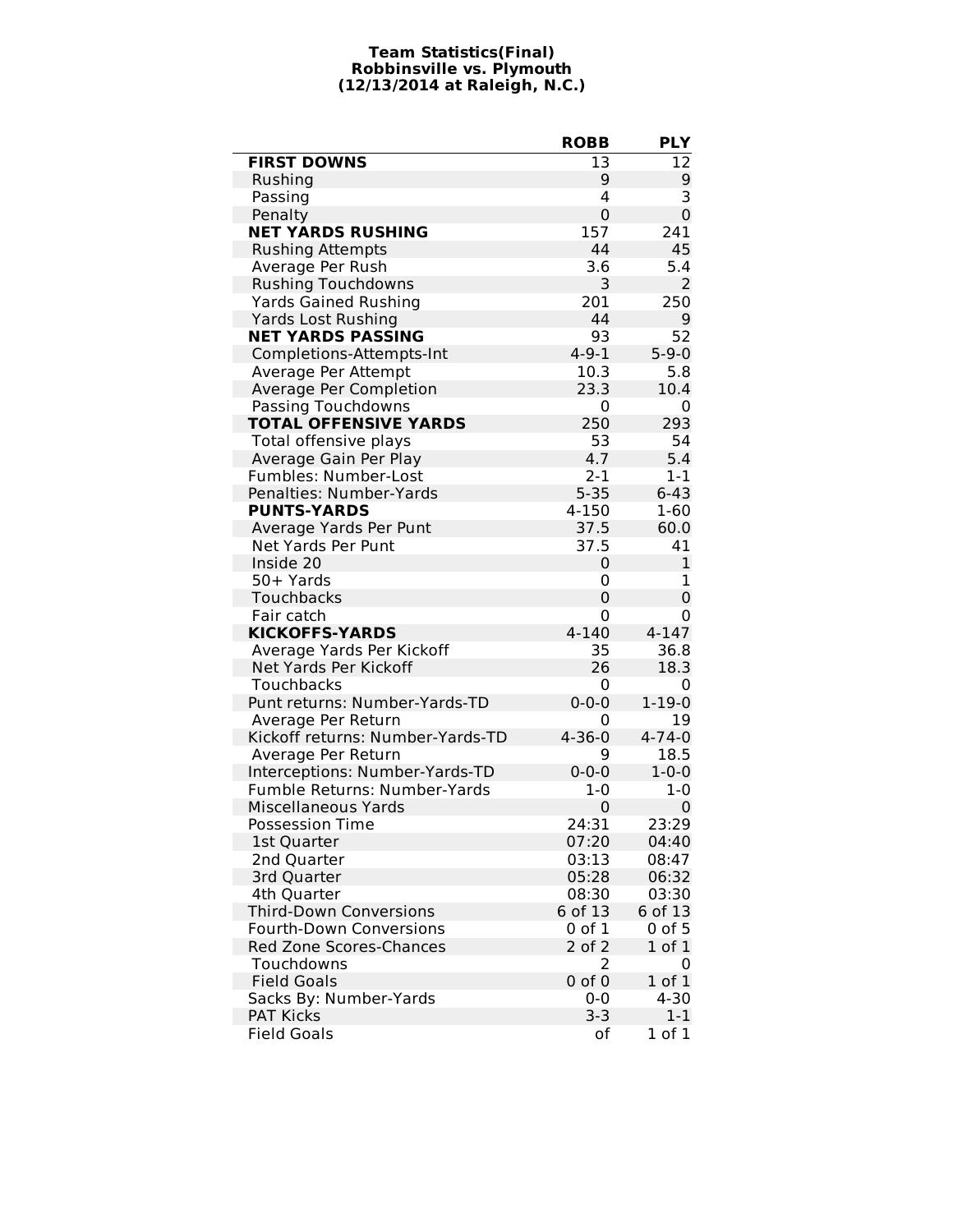**Team Statistics(Final)**
**Robbinsville vs. Plymouth**
**(12/13/2014 at Raleigh, N.C.)**

| | ROBB | PLY |
|---|---|---|
| **FIRST DOWNS** | 13 | 12 |
| Rushing | 9 | 9 |
| Passing | 4 | 3 |
| Penalty | 0 | 0 |
| **NET YARDS RUSHING** | 157 | 241 |
| Rushing Attempts | 44 | 45 |
| Average Per Rush | 3.6 | 5.4 |
| Rushing Touchdowns | 3 | 2 |
| Yards Gained Rushing | 201 | 250 |
| Yards Lost Rushing | 44 | 9 |
| **NET YARDS PASSING** | 93 | 52 |
| Completions-Attempts-Int | 4-9-1 | 5-9-0 |
| Average Per Attempt | 10.3 | 5.8 |
| Average Per Completion | 23.3 | 10.4 |
| Passing Touchdowns | 0 | 0 |
| **TOTAL OFFENSIVE YARDS** | 250 | 293 |
| Total offensive plays | 53 | 54 |
| Average Gain Per Play | 4.7 | 5.4 |
| Fumbles: Number-Lost | 2-1 | 1-1 |
| Penalties: Number-Yards | 5-35 | 6-43 |
| **PUNTS-YARDS** | 4-150 | 1-60 |
| Average Yards Per Punt | 37.5 | 60.0 |
| Net Yards Per Punt | 37.5 | 41 |
| Inside 20 | 0 | 1 |
| 50+ Yards | 0 | 1 |
| Touchbacks | 0 | 0 |
| Fair catch | 0 | 0 |
| **KICKOFFS-YARDS** | 4-140 | 4-147 |
| Average Yards Per Kickoff | 35 | 36.8 |
| Net Yards Per Kickoff | 26 | 18.3 |
| Touchbacks | 0 | 0 |
| Punt returns: Number-Yards-TD | 0-0-0 | 1-19-0 |
| Average Per Return | 0 | 19 |
| Kickoff returns: Number-Yards-TD | 4-36-0 | 4-74-0 |
| Average Per Return | 9 | 18.5 |
| Interceptions: Number-Yards-TD | 0-0-0 | 1-0-0 |
| Fumble Returns: Number-Yards | 1-0 | 1-0 |
| Miscellaneous Yards | 0 | 0 |
| Possession Time | 24:31 | 23:29 |
| 1st Quarter | 07:20 | 04:40 |
| 2nd Quarter | 03:13 | 08:47 |
| 3rd Quarter | 05:28 | 06:32 |
| 4th Quarter | 08:30 | 03:30 |
| Third-Down Conversions | 6 of 13 | 6 of 13 |
| Fourth-Down Conversions | 0 of 1 | 0 of 5 |
| Red Zone Scores-Chances | 2 of 2 | 1 of 1 |
| Touchdowns | 2 | 0 |
| Field Goals | 0 of 0 | 1 of 1 |
| Sacks By: Number-Yards | 0-0 | 4-30 |
| PAT Kicks | 3-3 | 1-1 |
| Field Goals | of | 1 of 1 |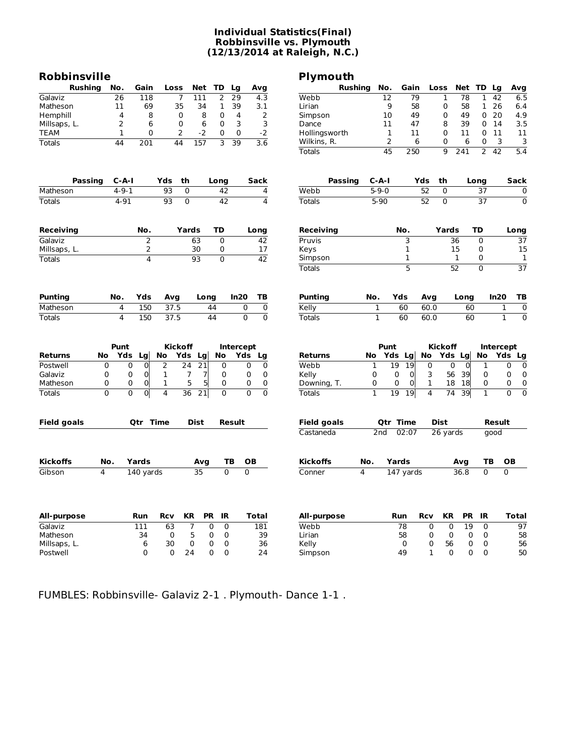# Individual Statistics(Final)
# Robbinsville vs. Plymouth
# (12/13/2014 at Raleigh, N.C.)

## Robbinsville

| Rushing | No. | Gain | Loss | Net | TD | Lg | Avg |
|---|---|---|---|---|---|---|---|
| Galaviz | 26 | 118 | 7 | 111 | 2 | 29 | 4.3 |
| Matheson | 11 | 69 | 35 | 34 | 1 | 39 | 3.1 |
| Hemphill | 4 | 8 | 0 | 8 | 0 | 4 | 2 |
| Millsaps, L. | 2 | 6 | 0 | 6 | 0 | 3 | 3 |
| TEAM | 1 | 0 | 2 | -2 | 0 | 0 | -2 |
| Totals | 44 | 201 | 44 | 157 | 3 | 39 | 3.6 |

| Passing | C-A-I | Yds | th | Long | Sack |
|---|---|---|---|---|---|
| Matheson | 4-9-1 | 93 | 0 | 42 | 4 |
| Totals | 4-91 | 93 | 0 | 42 | 4 |

| Receiving | No. | Yards | TD | Long |
|---|---|---|---|---|
| Galaviz | 2 | 63 | 0 | 42 |
| Millsaps, L. | 2 | 30 | 0 | 17 |
| Totals | 4 | 93 | 0 | 42 |

| Punting | No. | Yds | Avg | Long | In20 | TB |
|---|---|---|---|---|---|---|
| Matheson | 4 | 150 | 37.5 | 44 | 0 | 0 |
| Totals | 4 | 150 | 37.5 | 44 | 0 | 0 |

| | Punt | | | Kickoff | | | Intercept | | |
|---|---|---|---|---|---|---|---|---|---|
| Returns | No | Yds | Lg | No | Yds | Lg | No | Yds | Lg |
| Postwell | 0 | 0 | 0 | 2 | 24 | 21 | 0 | 0 | 0 |
| Galaviz | 0 | 0 | 0 | 1 | 7 | 7 | 0 | 0 | 0 |
| Matheson | 0 | 0 | 0 | 1 | 5 | 5 | 0 | 0 | 0 |
| Totals | 0 | 0 | 0 | 4 | 36 | 21 | 0 | 0 | 0 |

| Field goals | Qtr | Time | Dist | Result |
|---|---|---|---|---|

| Kickoffs | No. | Yards | Avg | TB | OB |
|---|---|---|---|---|---|
| Gibson | 4 | 140 yards | 35 | 0 | 0 |

| All-purpose | Run | Rcv | KR | PR | IR | Total |
|---|---|---|---|---|---|---|
| Galaviz | 111 | 63 | 7 | 0 | 0 | 181 |
| Matheson | 34 | 0 | 5 | 0 | 0 | 39 |
| Millsaps, L. | 6 | 30 | 0 | 0 | 0 | 36 |
| Postwell | 0 | 0 | 24 | 0 | 0 | 24 |

## Plymouth

| Rushing | No. | Gain | Loss | Net | TD | Lg | Avg |
|---|---|---|---|---|---|---|---|
| Webb | 12 | 79 | 1 | 78 | 1 | 42 | 6.5 |
| Lirian | 9 | 58 | 0 | 58 | 1 | 26 | 6.4 |
| Simpson | 10 | 49 | 0 | 49 | 0 | 20 | 4.9 |
| Dance | 11 | 47 | 8 | 39 | 0 | 14 | 3.5 |
| Hollingsworth | 1 | 11 | 0 | 11 | 0 | 11 | 11 |
| Wilkins, R. | 2 | 6 | 0 | 6 | 0 | 3 | 3 |
| Totals | 45 | 250 | 9 | 241 | 2 | 42 | 5.4 |

| Passing | C-A-I | Yds | th | Long | Sack |
|---|---|---|---|---|---|
| Webb | 5-9-0 | 52 | 0 | 37 | 0 |
| Totals | 5-90 | 52 | 0 | 37 | 0 |

| Receiving | No. | Yards | TD | Long |
|---|---|---|---|---|
| Pruvis | 3 | 36 | 0 | 37 |
| Keys | 1 | 15 | 0 | 15 |
| Simpson | 1 | 1 | 0 | 1 |
| Totals | 5 | 52 | 0 | 37 |

| Punting | No. | Yds | Avg | Long | In20 | TB |
|---|---|---|---|---|---|---|
| Kelly | 1 | 60 | 60.0 | 60 | 1 | 0 |
| Totals | 1 | 60 | 60.0 | 60 | 1 | 0 |

| | Punt | | | Kickoff | | | Intercept | | |
|---|---|---|---|---|---|---|---|---|---|
| Returns | No | Yds | Lg | No | Yds | Lg | No | Yds | Lg |
| Webb | 1 | 19 | 19 | 0 | 0 | 0 | 1 | 0 | 0 |
| Kelly | 0 | 0 | 0 | 3 | 56 | 39 | 0 | 0 | 0 |
| Downing, T. | 0 | 0 | 0 | 1 | 18 | 18 | 0 | 0 | 0 |
| Totals | 1 | 19 | 19 | 4 | 74 | 39 | 1 | 0 | 0 |

| Field goals | Qtr | Time | Dist | Result |
|---|---|---|---|---|
| Castaneda | 2nd | 02:07 | 26 yards | good |

| Kickoffs | No. | Yards | Avg | TB | OB |
|---|---|---|---|---|---|
| Conner | 4 | 147 yards | 36.8 | 0 | 0 |

| All-purpose | Run | Rcv | KR | PR | IR | Total |
|---|---|---|---|---|---|---|
| Webb | 78 | 0 | 0 | 19 | 0 | 97 |
| Lirian | 58 | 0 | 0 | 0 | 0 | 58 |
| Kelly | 0 | 0 | 56 | 0 | 0 | 56 |
| Simpson | 49 | 1 | 0 | 0 | 0 | 50 |

FUMBLES: Robbinsville- Galaviz 2-1 . Plymouth- Dance 1-1 .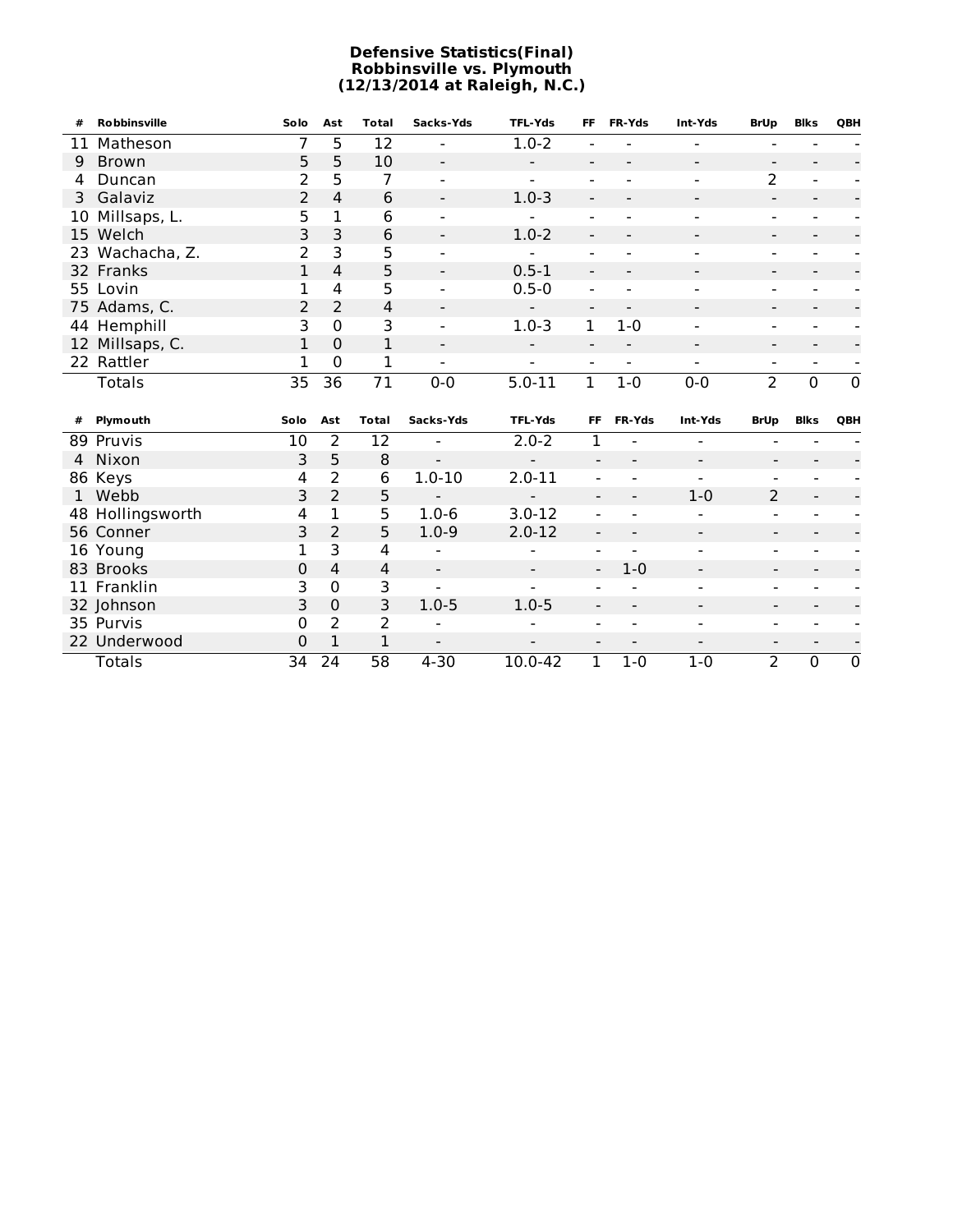**Defensive Statistics(Final)**
**Robbinsville vs. Plymouth**
**(12/13/2014 at Raleigh, N.C.)**

| # | Robbinsville | Solo | Ast | Total | Sacks-Yds | TFL-Yds | FF | FR-Yds | Int-Yds | BrUp | Blks | QBH |
|---|---|---|---|---|---|---|---|---|---|---|---|---|
| 11 | Matheson | 7 | 5 | 12 | - | 1.0-2 | - | - | - | - | - | - |
| 9 | Brown | 5 | 5 | 10 | - | - | - | - | - | - | - | - |
| 4 | Duncan | 2 | 5 | 7 | - | - | - | - | - | 2 | - | - |
| 3 | Galaviz | 2 | 4 | 6 | - | 1.0-3 | - | - | - | - | - | - |
| 10 | Millsaps, L. | 5 | 1 | 6 | - | - | - | - | - | - | - | - |
| 15 | Welch | 3 | 3 | 6 | - | 1.0-2 | - | - | - | - | - | - |
| 23 | Wachacha, Z. | 2 | 3 | 5 | - | - | - | - | - | - | - | - |
| 32 | Franks | 1 | 4 | 5 | - | 0.5-1 | - | - | - | - | - | - |
| 55 | Lovin | 1 | 4 | 5 | - | 0.5-0 | - | - | - | - | - | - |
| 75 | Adams, C. | 2 | 2 | 4 | - | - | - | - | - | - | - | - |
| 44 | Hemphill | 3 | 0 | 3 | - | 1.0-3 | 1 | 1-0 | - | - | - | - |
| 12 | Millsaps, C. | 1 | 0 | 1 | - | - | - | - | - | - | - | - |
| 22 | Rattler | 1 | 0 | 1 | - | - | - | - | - | - | - | - |
| | Totals | 35 | 36 | 71 | 0-0 | 5.0-11 | 1 | 1-0 | 0-0 | 2 | 0 | 0 |

| # | Plymouth | Solo | Ast | Total | Sacks-Yds | TFL-Yds | FF | FR-Yds | Int-Yds | BrUp | Blks | QBH |
|---|---|---|---|---|---|---|---|---|---|---|---|---|
| 89 | Pruvis | 10 | 2 | 12 | - | 2.0-2 | 1 | - | - | - | - | - |
| 4 | Nixon | 3 | 5 | 8 | - | - | - | - | - | - | - | - |
| 86 | Keys | 4 | 2 | 6 | 1.0-10 | 2.0-11 | - | - | - | - | - | - |
| 1 | Webb | 3 | 2 | 5 | - | - | - | - | 1-0 | 2 | - | - |
| 48 | Hollingsworth | 4 | 1 | 5 | 1.0-6 | 3.0-12 | - | - | - | - | - | - |
| 56 | Conner | 3 | 2 | 5 | 1.0-9 | 2.0-12 | - | - | - | - | - | - |
| 16 | Young | 1 | 3 | 4 | - | - | - | - | - | - | - | - |
| 83 | Brooks | 0 | 4 | 4 | - | - | - | 1-0 | - | - | - | - |
| 11 | Franklin | 3 | 0 | 3 | - | - | - | - | - | - | - | - |
| 32 | Johnson | 3 | 0 | 3 | 1.0-5 | 1.0-5 | - | - | - | - | - | - |
| 35 | Purvis | 0 | 2 | 2 | - | - | - | - | - | - | - | - |
| 22 | Underwood | 0 | 1 | 1 | - | - | - | - | - | - | - | - |
| | Totals | 34 | 24 | 58 | 4-30 | 10.0-42 | 1 | 1-0 | 1-0 | 2 | 0 | 0 |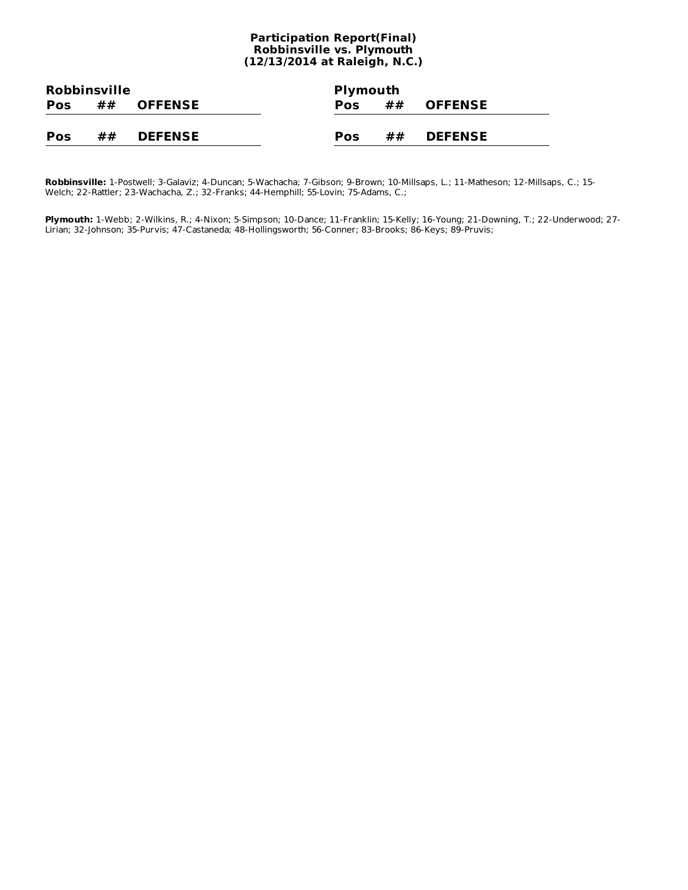# Participation Report(Final)
## Robbinsville vs. Plymouth
### (12/13/2014 at Raleigh, N.C.)

**Robbinsville**

| Pos | ## | OFFENSE |
|---|---|---|

| Pos | ## | DEFENSE |
|---|---|---|

**Plymouth**

| Pos | ## | OFFENSE |
|---|---|---|

| Pos | ## | DEFENSE |
|---|---|---|

**Robbinsville:** 1-Postwell; 3-Galaviz; 4-Duncan; 5-Wachacha; 7-Gibson; 9-Brown; 10-Millsaps, L.; 11-Matheson; 12-Millsaps, C.; 15-Welch; 22-Rattler; 23-Wachacha, Z.; 32-Franks; 44-Hemphill; 55-Lovin; 75-Adams, C.;

**Plymouth:** 1-Webb; 2-Wilkins, R.; 4-Nixon; 5-Simpson; 10-Dance; 11-Franklin; 15-Kelly; 16-Young; 21-Downing, T.; 22-Underwood; 27-Lirian; 32-Johnson; 35-Purvis; 47-Castaneda; 48-Hollingsworth; 56-Conner; 83-Brooks; 86-Keys; 89-Pruvis;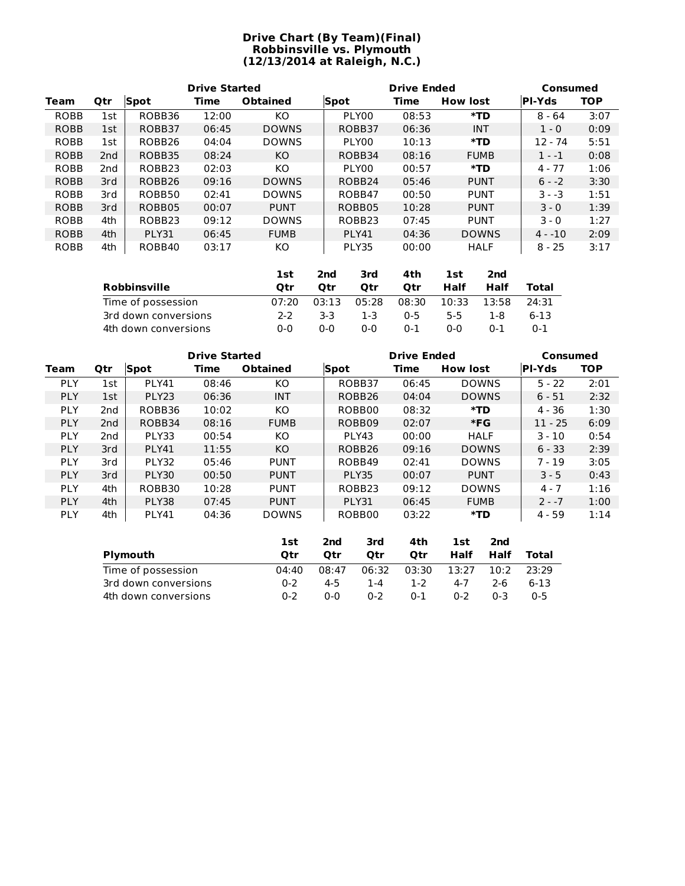# Drive Chart (By Team)(Final)
## Robbinsville vs. Plymouth
## (12/13/2014 at Raleigh, N.C.)

| | | Drive Started | | | Drive Ended | | | Consumed | |
|---|---|---|---|---|---|---|---|---|---|
| Team | Qtr | Spot | Time | Obtained | Spot | Time | How lost | Pl-Yds | TOP |
| ROBB | 1st | ROBB36 | 12:00 | KO | PLY00 | 08:53 | *TD | 8 - 64 | 3:07 |
| ROBB | 1st | ROBB37 | 06:45 | DOWNS | ROBB37 | 06:36 | INT | 1 - 0 | 0:09 |
| ROBB | 1st | ROBB26 | 04:04 | DOWNS | PLY00 | 10:13 | *TD | 12 - 74 | 5:51 |
| ROBB | 2nd | ROBB35 | 08:24 | KO | ROBB34 | 08:16 | FUMB | 1 - -1 | 0:08 |
| ROBB | 2nd | ROBB23 | 02:03 | KO | PLY00 | 00:57 | *TD | 4 - 77 | 1:06 |
| ROBB | 3rd | ROBB26 | 09:16 | DOWNS | ROBB24 | 05:46 | PUNT | 6 - -2 | 3:30 |
| ROBB | 3rd | ROBB50 | 02:41 | DOWNS | ROBB47 | 00:50 | PUNT | 3 - -3 | 1:51 |
| ROBB | 3rd | ROBB05 | 00:07 | PUNT | ROBB05 | 10:28 | PUNT | 3 - 0 | 1:39 |
| ROBB | 4th | ROBB23 | 09:12 | DOWNS | ROBB23 | 07:45 | PUNT | 3 - 0 | 1:27 |
| ROBB | 4th | PLY31 | 06:45 | FUMB | PLY41 | 04:36 | DOWNS | 4 - -10 | 2:09 |
| ROBB | 4th | ROBB40 | 03:17 | KO | PLY35 | 00:00 | HALF | 8 - 25 | 3:17 |

| Robbinsville | 1st Qtr | 2nd Qtr | 3rd Qtr | 4th Qtr | 1st Half | 2nd Half | Total |
|---|---|---|---|---|---|---|---|
| Time of possession | 07:20 | 03:13 | 05:28 | 08:30 | 10:33 | 13:58 | 24:31 |
| 3rd down conversions | 2-2 | 3-3 | 1-3 | 0-5 | 5-5 | 1-8 | 6-13 |
| 4th down conversions | 0-0 | 0-0 | 0-0 | 0-1 | 0-0 | 0-1 | 0-1 |

| | | Drive Started | | | Drive Ended | | | Consumed | |
|---|---|---|---|---|---|---|---|---|---|
| Team | Qtr | Spot | Time | Obtained | Spot | Time | How lost | Pl-Yds | TOP |
| PLY | 1st | PLY41 | 08:46 | KO | ROBB37 | 06:45 | DOWNS | 5 - 22 | 2:01 |
| PLY | 1st | PLY23 | 06:36 | INT | ROBB26 | 04:04 | DOWNS | 6 - 51 | 2:32 |
| PLY | 2nd | ROBB36 | 10:02 | KO | ROBB00 | 08:32 | *TD | 4 - 36 | 1:30 |
| PLY | 2nd | ROBB34 | 08:16 | FUMB | ROBB09 | 02:07 | *FG | 11 - 25 | 6:09 |
| PLY | 2nd | PLY33 | 00:54 | KO | PLY43 | 00:00 | HALF | 3 - 10 | 0:54 |
| PLY | 3rd | PLY41 | 11:55 | KO | ROBB26 | 09:16 | DOWNS | 6 - 33 | 2:39 |
| PLY | 3rd | PLY32 | 05:46 | PUNT | ROBB49 | 02:41 | DOWNS | 7 - 19 | 3:05 |
| PLY | 3rd | PLY30 | 00:50 | PUNT | PLY35 | 00:07 | PUNT | 3 - 5 | 0:43 |
| PLY | 4th | ROBB30 | 10:28 | PUNT | ROBB23 | 09:12 | DOWNS | 4 - 7 | 1:16 |
| PLY | 4th | PLY38 | 07:45 | PUNT | PLY31 | 06:45 | FUMB | 2 - -7 | 1:00 |
| PLY | 4th | PLY41 | 04:36 | DOWNS | ROBB00 | 03:22 | *TD | 4 - 59 | 1:14 |

| Plymouth | 1st Qtr | 2nd Qtr | 3rd Qtr | 4th Qtr | 1st Half | 2nd Half | Total |
|---|---|---|---|---|---|---|---|
| Time of possession | 04:40 | 08:47 | 06:32 | 03:30 | 13:27 | 10:2 | 23:29 |
| 3rd down conversions | 0-2 | 4-5 | 1-4 | 1-2 | 4-7 | 2-6 | 6-13 |
| 4th down conversions | 0-2 | 0-0 | 0-2 | 0-1 | 0-2 | 0-3 | 0-5 |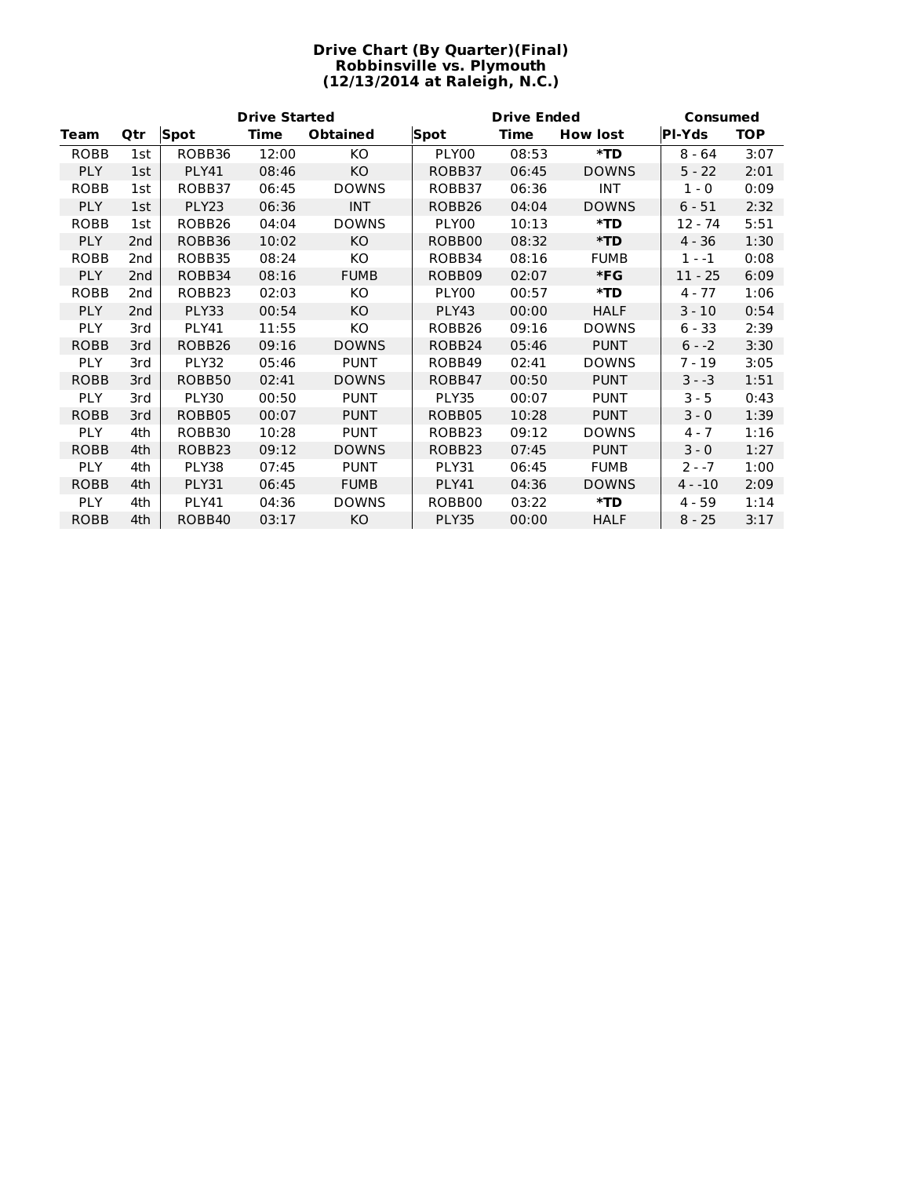# Drive Chart (By Quarter)(Final)
## Robbinsville vs. Plymouth
## (12/13/2014 at Raleigh, N.C.)

| | | Drive Started | | | Drive Ended | | | Consumed | |
|---|---|---|---|---|---|---|---|---|---|
| **Team** | **Qtr** | **Spot** | **Time** | **Obtained** | **Spot** | **Time** | **How lost** | **Pl-Yds** | **TOP** |
| ROBB | 1st | ROBB36 | 12:00 | KO | PLY00 | 08:53 | ***TD** | 8 - 64 | 3:07 |
| PLY | 1st | PLY41 | 08:46 | KO | ROBB37 | 06:45 | DOWNS | 5 - 22 | 2:01 |
| ROBB | 1st | ROBB37 | 06:45 | DOWNS | ROBB37 | 06:36 | INT | 1 - 0 | 0:09 |
| PLY | 1st | PLY23 | 06:36 | INT | ROBB26 | 04:04 | DOWNS | 6 - 51 | 2:32 |
| ROBB | 1st | ROBB26 | 04:04 | DOWNS | PLY00 | 10:13 | ***TD** | 12 - 74 | 5:51 |
| PLY | 2nd | ROBB36 | 10:02 | KO | ROBB00 | 08:32 | ***TD** | 4 - 36 | 1:30 |
| ROBB | 2nd | ROBB35 | 08:24 | KO | ROBB34 | 08:16 | FUMB | 1 - -1 | 0:08 |
| PLY | 2nd | ROBB34 | 08:16 | FUMB | ROBB09 | 02:07 | ***FG** | 11 - 25 | 6:09 |
| ROBB | 2nd | ROBB23 | 02:03 | KO | PLY00 | 00:57 | ***TD** | 4 - 77 | 1:06 |
| PLY | 2nd | PLY33 | 00:54 | KO | PLY43 | 00:00 | HALF | 3 - 10 | 0:54 |
| PLY | 3rd | PLY41 | 11:55 | KO | ROBB26 | 09:16 | DOWNS | 6 - 33 | 2:39 |
| ROBB | 3rd | ROBB26 | 09:16 | DOWNS | ROBB24 | 05:46 | PUNT | 6 - -2 | 3:30 |
| PLY | 3rd | PLY32 | 05:46 | PUNT | ROBB49 | 02:41 | DOWNS | 7 - 19 | 3:05 |
| ROBB | 3rd | ROBB50 | 02:41 | DOWNS | ROBB47 | 00:50 | PUNT | 3 - -3 | 1:51 |
| PLY | 3rd | PLY30 | 00:50 | PUNT | PLY35 | 00:07 | PUNT | 3 - 5 | 0:43 |
| ROBB | 3rd | ROBB05 | 00:07 | PUNT | ROBB05 | 10:28 | PUNT | 3 - 0 | 1:39 |
| PLY | 4th | ROBB30 | 10:28 | PUNT | ROBB23 | 09:12 | DOWNS | 4 - 7 | 1:16 |
| ROBB | 4th | ROBB23 | 09:12 | DOWNS | ROBB23 | 07:45 | PUNT | 3 - 0 | 1:27 |
| PLY | 4th | PLY38 | 07:45 | PUNT | PLY31 | 06:45 | FUMB | 2 - -7 | 1:00 |
| ROBB | 4th | PLY31 | 06:45 | FUMB | PLY41 | 04:36 | DOWNS | 4 - -10 | 2:09 |
| PLY | 4th | PLY41 | 04:36 | DOWNS | ROBB00 | 03:22 | ***TD** | 4 - 59 | 1:14 |
| ROBB | 4th | ROBB40 | 03:17 | KO | PLY35 | 00:00 | HALF | 8 - 25 | 3:17 |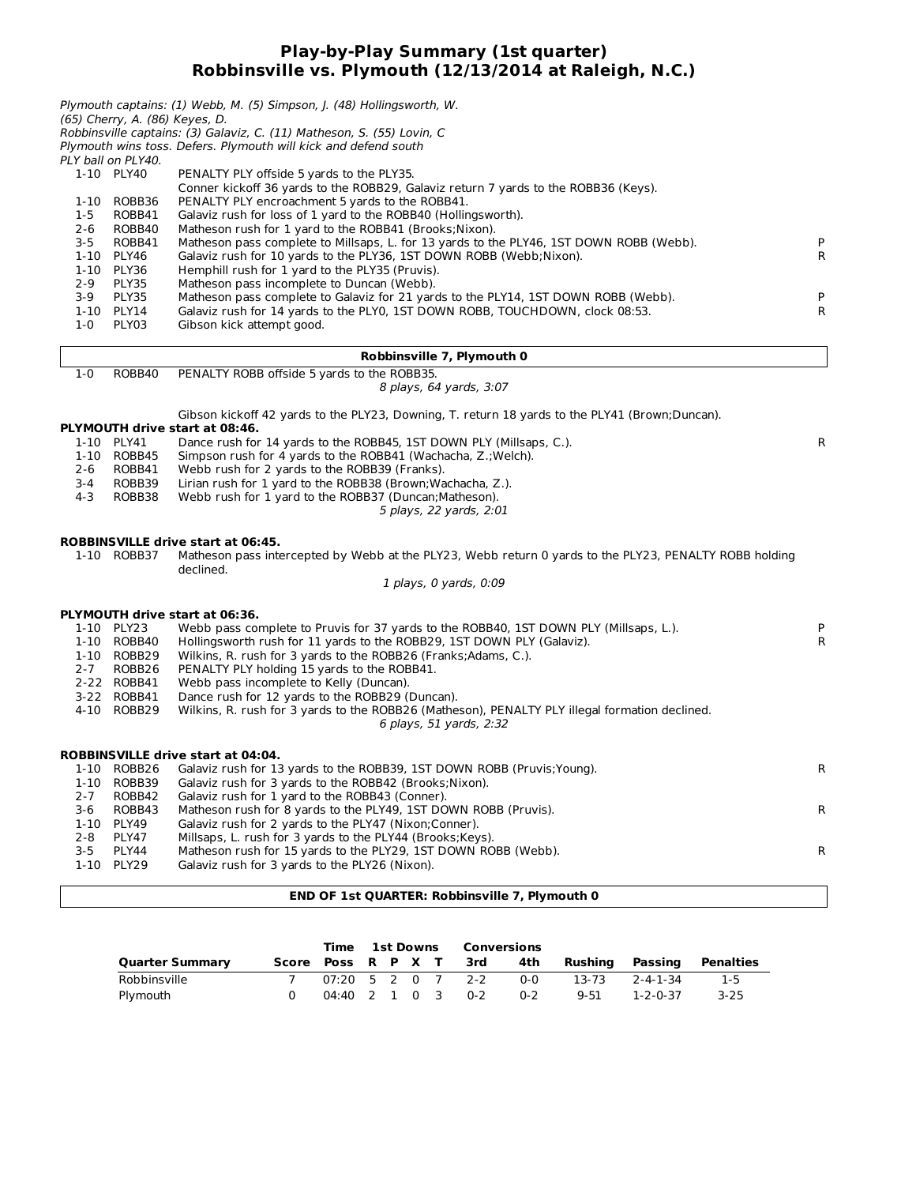# Play-by-Play Summary (1st quarter)
## Robbinsville vs. Plymouth (12/13/2014 at Raleigh, N.C.)

*Plymouth captains: (1) Webb, M. (5) Simpson, J. (48) Hollingsworth, W. (65) Cherry, A. (86) Keyes, D.*
*Robbinsville captains: (3) Galaviz, C. (11) Matheson, S. (55) Lovin, C*
*Plymouth wins toss. Defers. Plymouth will kick and defend south*
*PLY ball on PLY40.*

| Down | Spot | Play | |
|---|---|---|---|
| 1-10 | PLY40 | PENALTY PLY offside 5 yards to the PLY35. | |
| | | Conner kickoff 36 yards to the ROBB29, Galaviz return 7 yards to the ROBB36 (Keys). | |
| 1-10 | ROBB36 | PENALTY PLY encroachment 5 yards to the ROBB41. | |
| 1-5 | ROBB41 | Galaviz rush for loss of 1 yard to the ROBB40 (Hollingsworth). | |
| 2-6 | ROBB40 | Matheson rush for 1 yard to the ROBB41 (Brooks;Nixon). | |
| 3-5 | ROBB41 | Matheson pass complete to Millsaps, L. for 13 yards to the PLY46, 1ST DOWN ROBB (Webb). | P |
| 1-10 | PLY46 | Galaviz rush for 10 yards to the PLY36, 1ST DOWN ROBB (Webb;Nixon). | R |
| 1-10 | PLY36 | Hemphill rush for 1 yard to the PLY35 (Pruvis). | |
| 2-9 | PLY35 | Matheson pass incomplete to Duncan (Webb). | |
| 3-9 | PLY35 | Matheson pass complete to Galaviz for 21 yards to the PLY14, 1ST DOWN ROBB (Webb). | P |
| 1-10 | PLY14 | Galaviz rush for 14 yards to the PLY0, 1ST DOWN ROBB, TOUCHDOWN, clock 08:53. | R |
| 1-0 | PLY03 | Gibson kick attempt good. | |

**Robbinsville 7, Plymouth 0**

| Down | Spot | Play | |
|---|---|---|---|
| 1-0 | ROBB40 | PENALTY ROBB offside 5 yards to the ROBB35. | |
| | | *8 plays, 64 yards, 3:07* | |
| | | Gibson kickoff 42 yards to the PLY23, Downing, T. return 18 yards to the PLY41 (Brown;Duncan). | |

**PLYMOUTH drive start at 08:46.**

| Down | Spot | Play | |
|---|---|---|---|
| 1-10 | PLY41 | Dance rush for 14 yards to the ROBB45, 1ST DOWN PLY (Millsaps, C.). | R |
| 1-10 | ROBB45 | Simpson rush for 4 yards to the ROBB41 (Wachacha, Z.;Welch). | |
| 2-6 | ROBB41 | Webb rush for 2 yards to the ROBB39 (Franks). | |
| 3-4 | ROBB39 | Lirian rush for 1 yard to the ROBB38 (Brown;Wachacha, Z.). | |
| 4-3 | ROBB38 | Webb rush for 1 yard to the ROBB37 (Duncan;Matheson). | |
| | | *5 plays, 22 yards, 2:01* | |

**ROBBINSVILLE drive start at 06:45.**

| Down | Spot | Play | |
|---|---|---|---|
| 1-10 | ROBB37 | Matheson pass intercepted by Webb at the PLY23, Webb return 0 yards to the PLY23, PENALTY ROBB holding declined. | |
| | | *1 plays, 0 yards, 0:09* | |

**PLYMOUTH drive start at 06:36.**

| Down | Spot | Play | |
|---|---|---|---|
| 1-10 | PLY23 | Webb pass complete to Pruvis for 37 yards to the ROBB40, 1ST DOWN PLY (Millsaps, L.). | P |
| 1-10 | ROBB40 | Hollingsworth rush for 11 yards to the ROBB29, 1ST DOWN PLY (Galaviz). | R |
| 1-10 | ROBB29 | Wilkins, R. rush for 3 yards to the ROBB26 (Franks;Adams, C.). | |
| 2-7 | ROBB26 | PENALTY PLY holding 15 yards to the ROBB41. | |
| 2-22 | ROBB41 | Webb pass incomplete to Kelly (Duncan). | |
| 3-22 | ROBB41 | Dance rush for 12 yards to the ROBB29 (Duncan). | |
| 4-10 | ROBB29 | Wilkins, R. rush for 3 yards to the ROBB26 (Matheson), PENALTY PLY illegal formation declined. | |
| | | *6 plays, 51 yards, 2:32* | |

**ROBBINSVILLE drive start at 04:04.**

| Down | Spot | Play | |
|---|---|---|---|
| 1-10 | ROBB26 | Galaviz rush for 13 yards to the ROBB39, 1ST DOWN ROBB (Pruvis;Young). | R |
| 1-10 | ROBB39 | Galaviz rush for 3 yards to the ROBB42 (Brooks;Nixon). | |
| 2-7 | ROBB42 | Galaviz rush for 1 yard to the ROBB43 (Conner). | |
| 3-6 | ROBB43 | Matheson rush for 8 yards to the PLY49, 1ST DOWN ROBB (Pruvis). | R |
| 1-10 | PLY49 | Galaviz rush for 2 yards to the PLY47 (Nixon;Conner). | |
| 2-8 | PLY47 | Millsaps, L. rush for 3 yards to the PLY44 (Brooks;Keys). | |
| 3-5 | PLY44 | Matheson rush for 15 yards to the PLY29, 1ST DOWN ROBB (Webb). | R |
| 1-10 | PLY29 | Galaviz rush for 3 yards to the PLY26 (Nixon). | |

**END OF 1st QUARTER: Robbinsville 7, Plymouth 0**

| Quarter Summary | Score | Time Poss | 1st Downs R | P | X | T | Conversions 3rd | 4th | Rushing | Passing | Penalties |
|---|---|---|---|---|---|---|---|---|---|---|---|
| Robbinsville | 7 | 07:20 | 5 | 2 | 0 | 7 | 2-2 | 0-0 | 13-73 | 2-4-1-34 | 1-5 |
| Plymouth | 0 | 04:40 | 2 | 1 | 0 | 3 | 0-2 | 0-2 | 9-51 | 1-2-0-37 | 3-25 |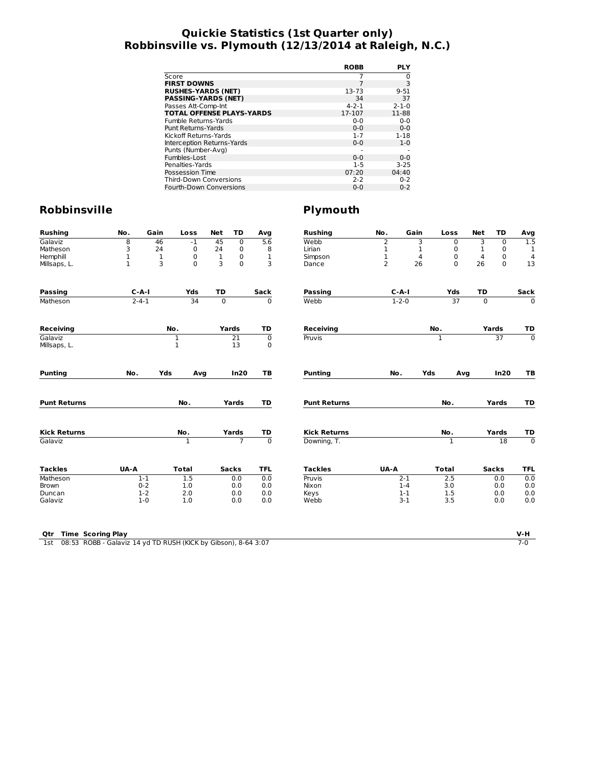# Quickie Statistics (1st Quarter only)
# Robbinsville vs. Plymouth (12/13/2014 at Raleigh, N.C.)

| | ROBB | PLY |
|---|---|---|
| Score | 7 | 0 |
| **FIRST DOWNS** | 7 | 3 |
| **RUSHES-YARDS (NET)** | 13-73 | 9-51 |
| **PASSING-YARDS (NET)** | 34 | 37 |
| Passes Att-Comp-Int | 4-2-1 | 2-1-0 |
| **TOTAL OFFENSE PLAYS-YARDS** | 17-107 | 11-88 |
| Fumble Returns-Yards | 0-0 | 0-0 |
| Punt Returns-Yards | 0-0 | 0-0 |
| Kickoff Returns-Yards | 1-7 | 1-18 |
| Interception Returns-Yards | 0-0 | 1-0 |
| Punts (Number-Avg) | - | - |
| Fumbles-Lost | 0-0 | 0-0 |
| Penalties-Yards | 1-5 | 3-25 |
| Possession Time | 07:20 | 04:40 |
| Third-Down Conversions | 2-2 | 0-2 |
| Fourth-Down Conversions | 0-0 | 0-2 |

## Robbinsville

| Rushing | No. | Gain | Loss | Net | TD | Avg |
|---|---|---|---|---|---|---|
| Galaviz | 8 | 46 | -1 | 45 | 0 | 5.6 |
| Matheson | 3 | 24 | 0 | 24 | 0 | 8 |
| Hemphill | 1 | 1 | 0 | 1 | 0 | 1 |
| Millsaps, L. | 1 | 3 | 0 | 3 | 0 | 3 |

| Passing | C-A-I | Yds | TD | Sack |
|---|---|---|---|---|
| Matheson | 2-4-1 | 34 | 0 | 0 |

| Receiving | No. | Yards | TD |
|---|---|---|---|
| Galaviz | 1 | 21 | 0 |
| Millsaps, L. | 1 | 13 | 0 |

| Punting | No. | Yds | Avg | In20 | TB |
|---|---|---|---|---|---|

| Punt Returns | No. | Yards | TD |
|---|---|---|---|

| Kick Returns | No. | Yards | TD |
|---|---|---|---|
| Galaviz | 1 | 7 | 0 |

| Tackles | UA-A | Total | Sacks | TFL |
|---|---|---|---|---|
| Matheson | 1-1 | 1.5 | 0.0 | 0.0 |
| Brown | 0-2 | 1.0 | 0.0 | 0.0 |
| Duncan | 1-2 | 2.0 | 0.0 | 0.0 |
| Galaviz | 1-0 | 1.0 | 0.0 | 0.0 |

## Plymouth

| Rushing | No. | Gain | Loss | Net | TD | Avg |
|---|---|---|---|---|---|---|
| Webb | 2 | 3 | 0 | 3 | 0 | 1.5 |
| Lirian | 1 | 1 | 0 | 1 | 0 | 1 |
| Simpson | 1 | 4 | 0 | 4 | 0 | 4 |
| Dance | 2 | 26 | 0 | 26 | 0 | 13 |

| Passing | C-A-I | Yds | TD | Sack |
|---|---|---|---|---|
| Webb | 1-2-0 | 37 | 0 | 0 |

| Receiving | No. | Yards | TD |
|---|---|---|---|
| Pruvis | 1 | 37 | 0 |

| Punting | No. | Yds | Avg | In20 | TB |
|---|---|---|---|---|---|

| Punt Returns | No. | Yards | TD |
|---|---|---|---|

| Kick Returns | No. | Yards | TD |
|---|---|---|---|
| Downing, T. | 1 | 18 | 0 |

| Tackles | UA-A | Total | Sacks | TFL |
|---|---|---|---|---|
| Pruvis | 2-1 | 2.5 | 0.0 | 0.0 |
| Nixon | 1-4 | 3.0 | 0.0 | 0.0 |
| Keys | 1-1 | 1.5 | 0.0 | 0.0 |
| Webb | 3-1 | 3.5 | 0.0 | 0.0 |

| Qtr | Time | Scoring Play | V-H |
|---|---|---|---|
| 1st | 08:53 | ROBB - Galaviz 14 yd TD RUSH (KICK by Gibson), 8-64 3:07 | 7-0 |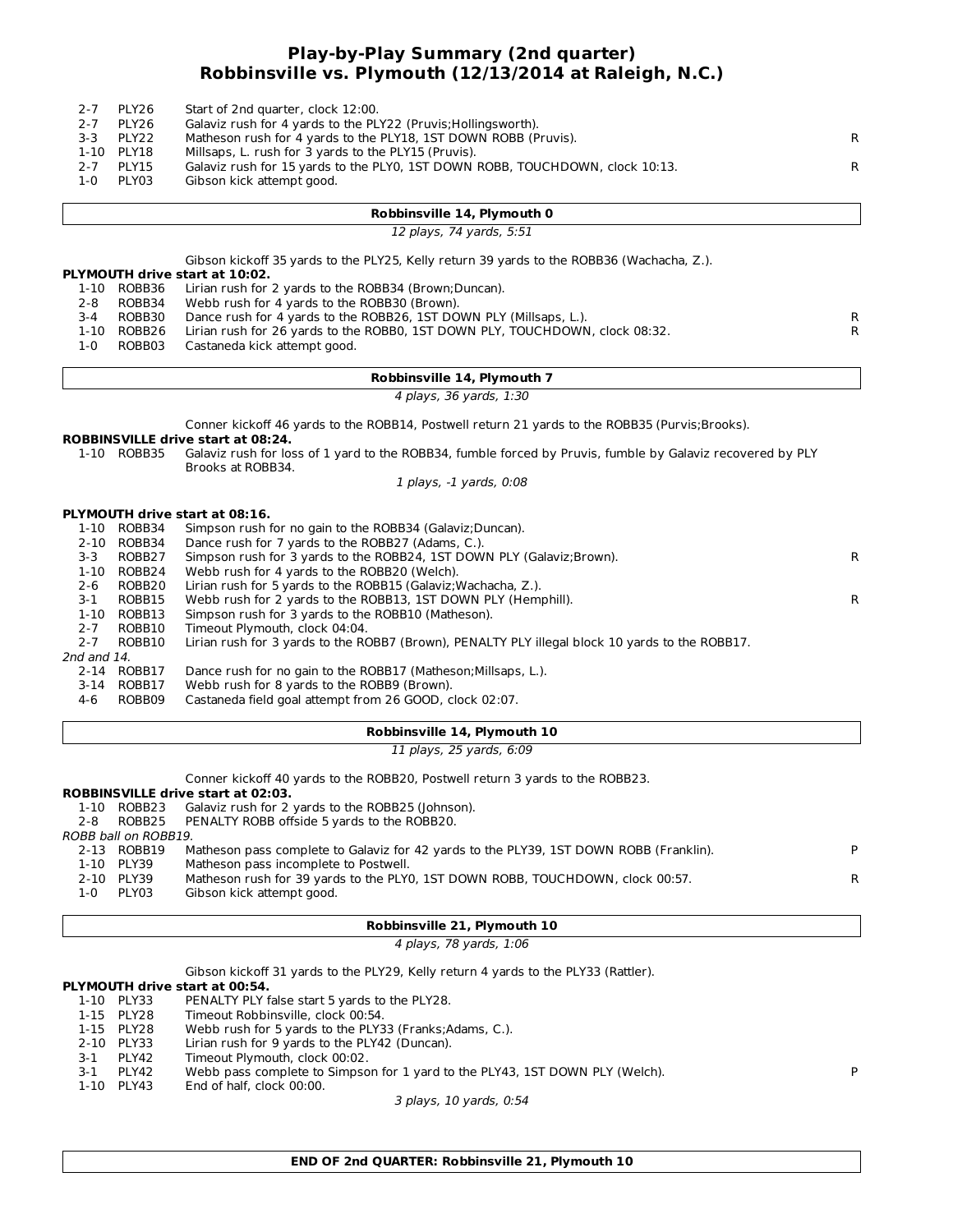# Play-by-Play Summary (2nd quarter)
## Robbinsville vs. Plymouth (12/13/2014 at Raleigh, N.C.)

| | | | |
|---|---|---|---|
| 2-7 | PLY26 | Start of 2nd quarter, clock 12:00. | |
| 2-7 | PLY26 | Galaviz rush for 4 yards to the PLY22 (Pruvis;Hollingsworth). | |
| 3-3 | PLY22 | Matheson rush for 4 yards to the PLY18, 1ST DOWN ROBB (Pruvis). | R |
| 1-10 | PLY18 | Millsaps, L. rush for 3 yards to the PLY15 (Pruvis). | |
| 2-7 | PLY15 | Galaviz rush for 15 yards to the PLY0, 1ST DOWN ROBB, TOUCHDOWN, clock 10:13. | R |
| 1-0 | PLY03 | Gibson kick attempt good. | |

**Robbinsville 14, Plymouth 0**

*12 plays, 74 yards, 5:51*

Gibson kickoff 35 yards to the PLY25, Kelly return 39 yards to the ROBB36 (Wachacha, Z.).

**PLYMOUTH drive start at 10:02.**

| | | | |
|---|---|---|---|
| 1-10 | ROBB36 | Lirian rush for 2 yards to the ROBB34 (Brown;Duncan). | |
| 2-8 | ROBB34 | Webb rush for 4 yards to the ROBB30 (Brown). | |
| 3-4 | ROBB30 | Dance rush for 4 yards to the ROBB26, 1ST DOWN PLY (Millsaps, L.). | R |
| 1-10 | ROBB26 | Lirian rush for 26 yards to the ROBB0, 1ST DOWN PLY, TOUCHDOWN, clock 08:32. | R |
| 1-0 | ROBB03 | Castaneda kick attempt good. | |

**Robbinsville 14, Plymouth 7**

*4 plays, 36 yards, 1:30*

Conner kickoff 46 yards to the ROBB14, Postwell return 21 yards to the ROBB35 (Purvis;Brooks).

**ROBBINSVILLE drive start at 08:24.**

| | | | |
|---|---|---|---|
| 1-10 | ROBB35 | Galaviz rush for loss of 1 yard to the ROBB34, fumble forced by Pruvis, fumble by Galaviz recovered by PLY Brooks at ROBB34. | |

*1 plays, -1 yards, 0:08*

**PLYMOUTH drive start at 08:16.**

| | | | |
|---|---|---|---|
| 1-10 | ROBB34 | Simpson rush for no gain to the ROBB34 (Galaviz;Duncan). | |
| 2-10 | ROBB34 | Dance rush for 7 yards to the ROBB27 (Adams, C.). | |
| 3-3 | ROBB27 | Simpson rush for 3 yards to the ROBB24, 1ST DOWN PLY (Galaviz;Brown). | R |
| 1-10 | ROBB24 | Webb rush for 4 yards to the ROBB20 (Welch). | |
| 2-6 | ROBB20 | Lirian rush for 5 yards to the ROBB15 (Galaviz;Wachacha, Z.). | |
| 3-1 | ROBB15 | Webb rush for 2 yards to the ROBB13, 1ST DOWN PLY (Hemphill). | R |
| 1-10 | ROBB13 | Simpson rush for 3 yards to the ROBB10 (Matheson). | |
| 2-7 | ROBB10 | Timeout Plymouth, clock 04:04. | |
| 2-7 | ROBB10 | Lirian rush for 3 yards to the ROBB7 (Brown), PENALTY PLY illegal block 10 yards to the ROBB17. | |

*2nd and 14.*

| | | | |
|---|---|---|---|
| 2-14 | ROBB17 | Dance rush for no gain to the ROBB17 (Matheson;Millsaps, L.). | |
| 3-14 | ROBB17 | Webb rush for 8 yards to the ROBB9 (Brown). | |
| 4-6 | ROBB09 | Castaneda field goal attempt from 26 GOOD, clock 02:07. | |

**Robbinsville 14, Plymouth 10**

*11 plays, 25 yards, 6:09*

Conner kickoff 40 yards to the ROBB20, Postwell return 3 yards to the ROBB23.

**ROBBINSVILLE drive start at 02:03.**

| | | | |
|---|---|---|---|
| 1-10 | ROBB23 | Galaviz rush for 2 yards to the ROBB25 (Johnson). | |
| 2-8 | ROBB25 | PENALTY ROBB offside 5 yards to the ROBB20. | |

*ROBB ball on ROBB19.*

| | | | |
|---|---|---|---|
| 2-13 | ROBB19 | Matheson pass complete to Galaviz for 42 yards to the PLY39, 1ST DOWN ROBB (Franklin). | P |
| 1-10 | PLY39 | Matheson pass incomplete to Postwell. | |
| 2-10 | PLY39 | Matheson rush for 39 yards to the PLY0, 1ST DOWN ROBB, TOUCHDOWN, clock 00:57. | R |
| 1-0 | PLY03 | Gibson kick attempt good. | |

**Robbinsville 21, Plymouth 10**

*4 plays, 78 yards, 1:06*

Gibson kickoff 31 yards to the PLY29, Kelly return 4 yards to the PLY33 (Rattler).

**PLYMOUTH drive start at 00:54.**

| | | | |
|---|---|---|---|
| 1-10 | PLY33 | PENALTY PLY false start 5 yards to the PLY28. | |
| 1-15 | PLY28 | Timeout Robbinsville, clock 00:54. | |
| 1-15 | PLY28 | Webb rush for 5 yards to the PLY33 (Franks;Adams, C.). | |
| 2-10 | PLY33 | Lirian rush for 9 yards to the PLY42 (Duncan). | |
| 3-1 | PLY42 | Timeout Plymouth, clock 00:02. | |
| 3-1 | PLY42 | Webb pass complete to Simpson for 1 yard to the PLY43, 1ST DOWN PLY (Welch). | P |
| 1-10 | PLY43 | End of half, clock 00:00. | |

*3 plays, 10 yards, 0:54*

**END OF 2nd QUARTER: Robbinsville 21, Plymouth 10**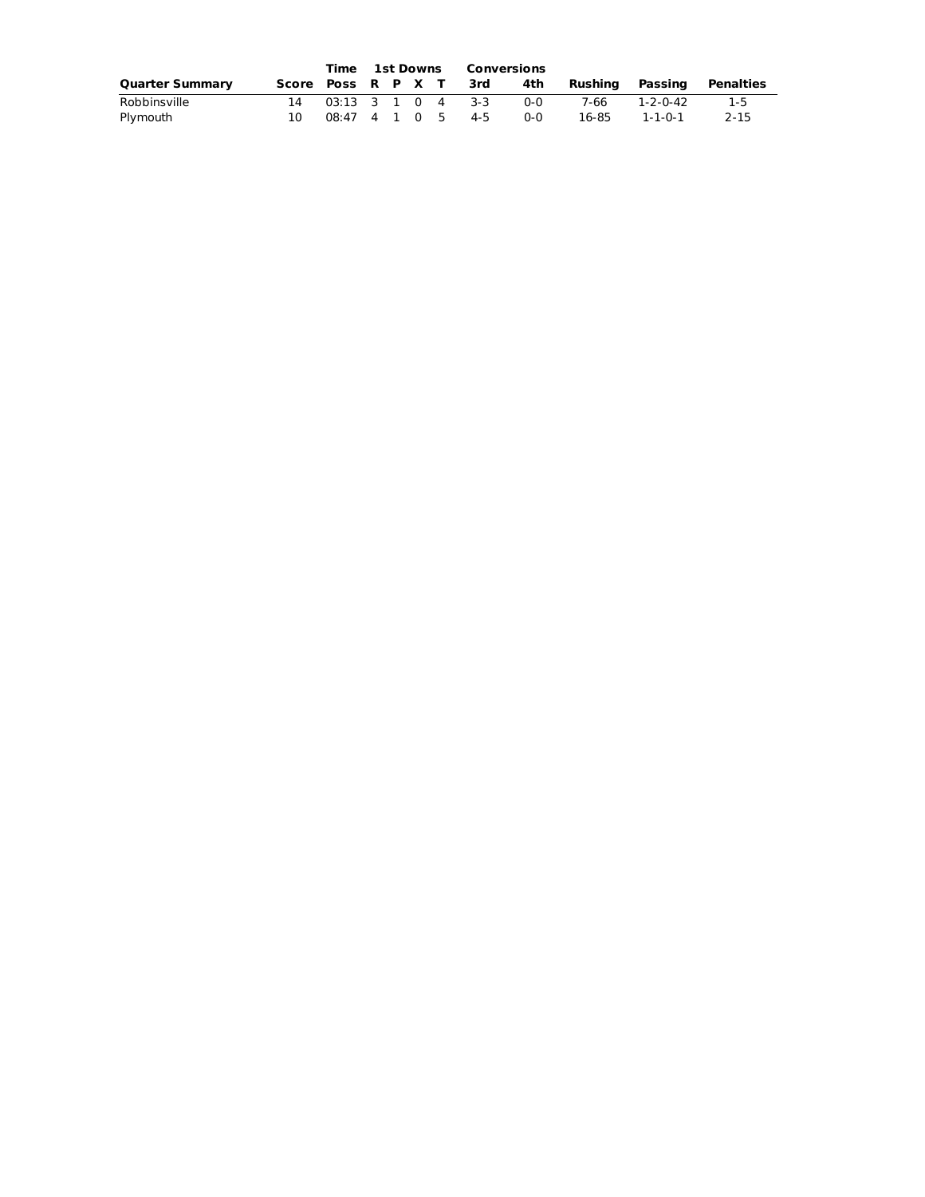| Quarter Summary | Score | Time Poss | 1st Downs R | P | X | T | Conversions 3rd | 4th | Rushing | Passing | Penalties |
|---|---|---|---|---|---|---|---|---|---|---|---|
| Robbinsville | 14 | 03:13 | 3 | 1 | 0 | 4 | 3-3 | 0-0 | 7-66 | 1-2-0-42 | 1-5 |
| Plymouth | 10 | 08:47 | 4 | 1 | 0 | 5 | 4-5 | 0-0 | 16-85 | 1-1-0-1 | 2-15 |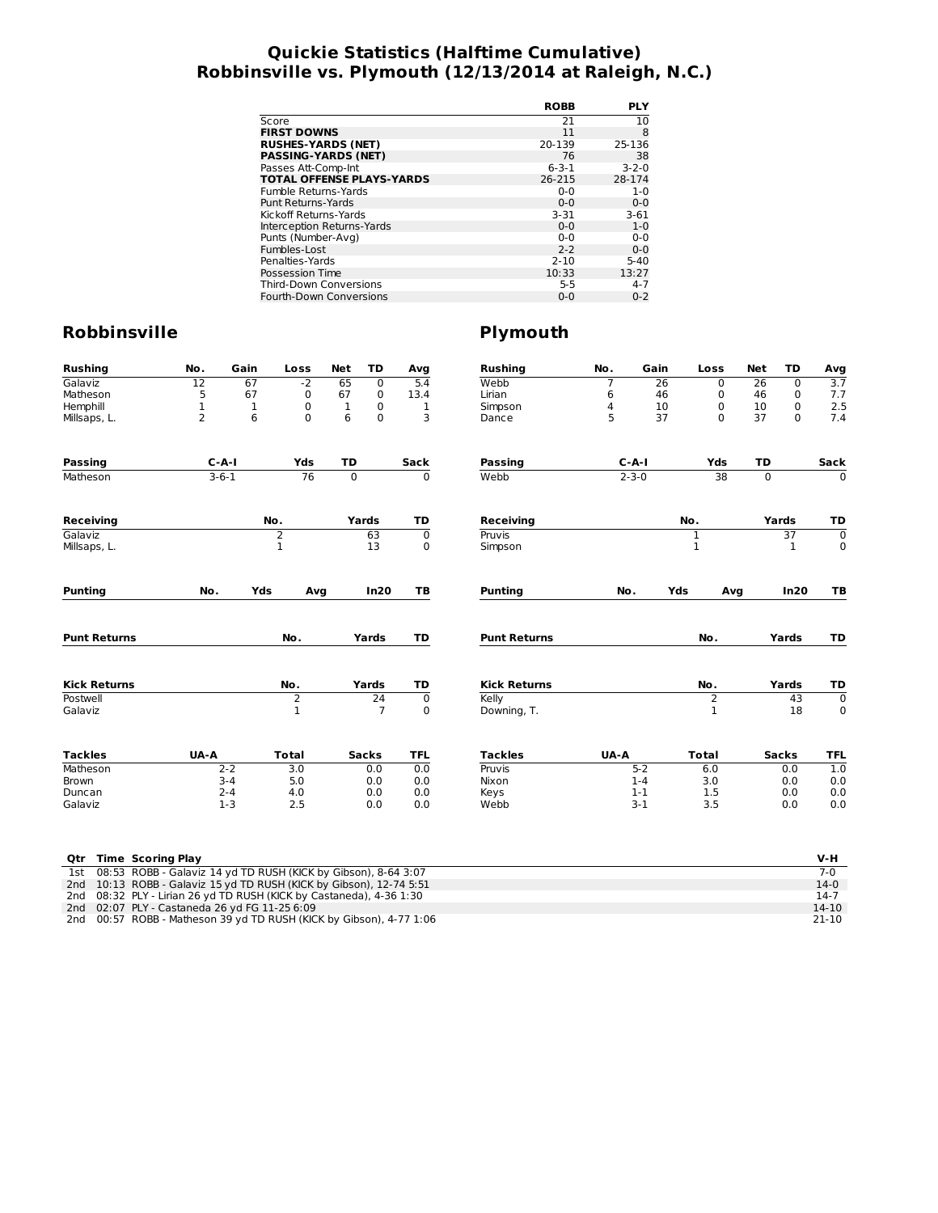# Quickie Statistics (Halftime Cumulative)
# Robbinsville vs. Plymouth (12/13/2014 at Raleigh, N.C.)

| | ROBB | PLY |
|---|---|---|
| Score | 21 | 10 |
| **FIRST DOWNS** | 11 | 8 |
| **RUSHES-YARDS (NET)** | 20-139 | 25-136 |
| **PASSING-YARDS (NET)** | 76 | 38 |
| Passes Att-Comp-Int | 6-3-1 | 3-2-0 |
| **TOTAL OFFENSE PLAYS-YARDS** | 26-215 | 28-174 |
| Fumble Returns-Yards | 0-0 | 1-0 |
| Punt Returns-Yards | 0-0 | 0-0 |
| Kickoff Returns-Yards | 3-31 | 3-61 |
| Interception Returns-Yards | 0-0 | 1-0 |
| Punts (Number-Avg) | 0-0 | 0-0 |
| Fumbles-Lost | 2-2 | 0-0 |
| Penalties-Yards | 2-10 | 5-40 |
| Possession Time | 10:33 | 13:27 |
| Third-Down Conversions | 5-5 | 4-7 |
| Fourth-Down Conversions | 0-0 | 0-2 |

## Robbinsville

| Rushing | No. | Gain | Loss | Net | TD | Avg |
|---|---|---|---|---|---|---|
| Galaviz | 12 | 67 | -2 | 65 | 0 | 5.4 |
| Matheson | 5 | 67 | 0 | 67 | 0 | 13.4 |
| Hemphill | 1 | 1 | 0 | 1 | 0 | 1 |
| Millsaps, L. | 2 | 6 | 0 | 6 | 0 | 3 |

| Passing | C-A-I | Yds | TD | Sack |
|---|---|---|---|---|
| Matheson | 3-6-1 | 76 | 0 | 0 |

| Receiving | No. | Yards | TD |
|---|---|---|---|
| Galaviz | 2 | 63 | 0 |
| Millsaps, L. | 1 | 13 | 0 |

| Punting | No. | Yds | Avg | In20 | TB |
|---|---|---|---|---|---|

| Punt Returns | No. | Yards | TD |
|---|---|---|---|

| Kick Returns | No. | Yards | TD |
|---|---|---|---|
| Postwell | 2 | 24 | 0 |
| Galaviz | 1 | 7 | 0 |

| Tackles | UA-A | Total | Sacks | TFL |
|---|---|---|---|---|
| Matheson | 2-2 | 3.0 | 0.0 | 0.0 |
| Brown | 3-4 | 5.0 | 0.0 | 0.0 |
| Duncan | 2-4 | 4.0 | 0.0 | 0.0 |
| Galaviz | 1-3 | 2.5 | 0.0 | 0.0 |

## Plymouth

| Rushing | No. | Gain | Loss | Net | TD | Avg |
|---|---|---|---|---|---|---|
| Webb | 7 | 26 | 0 | 26 | 0 | 3.7 |
| Lirian | 6 | 46 | 0 | 46 | 0 | 7.7 |
| Simpson | 4 | 10 | 0 | 10 | 0 | 2.5 |
| Dance | 5 | 37 | 0 | 37 | 0 | 7.4 |

| Passing | C-A-I | Yds | TD | Sack |
|---|---|---|---|---|
| Webb | 2-3-0 | 38 | 0 | 0 |

| Receiving | No. | Yards | TD |
|---|---|---|---|
| Pruvis | 1 | 37 | 0 |
| Simpson | 1 | 1 | 0 |

| Punting | No. | Yds | Avg | In20 | TB |
|---|---|---|---|---|---|

| Punt Returns | No. | Yards | TD |
|---|---|---|---|

| Kick Returns | No. | Yards | TD |
|---|---|---|---|
| Kelly | 2 | 43 | 0 |
| Downing, T. | 1 | 18 | 0 |

| Tackles | UA-A | Total | Sacks | TFL |
|---|---|---|---|---|
| Pruvis | 5-2 | 6.0 | 0.0 | 1.0 |
| Nixon | 1-4 | 3.0 | 0.0 | 0.0 |
| Keys | 1-1 | 1.5 | 0.0 | 0.0 |
| Webb | 3-1 | 3.5 | 0.0 | 0.0 |

| Qtr | Time | Scoring Play | V-H |
|---|---|---|---|
| 1st | 08:53 | ROBB - Galaviz 14 yd TD RUSH (KICK by Gibson), 8-64 3:07 | 7-0 |
| 2nd | 10:13 | ROBB - Galaviz 15 yd TD RUSH (KICK by Gibson), 12-74 5:51 | 14-0 |
| 2nd | 08:32 | PLY - Lirian 26 yd TD RUSH (KICK by Castaneda), 4-36 1:30 | 14-7 |
| 2nd | 02:07 | PLY - Castaneda 26 yd FG 11-25 6:09 | 14-10 |
| 2nd | 00:57 | ROBB - Matheson 39 yd TD RUSH (KICK by Gibson), 4-77 1:06 | 21-10 |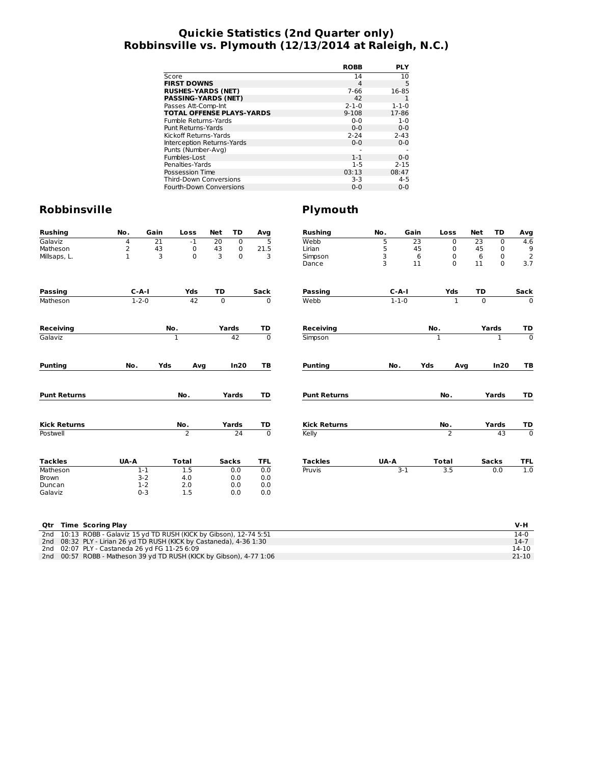# Quickie Statistics (2nd Quarter only)
# Robbinsville vs. Plymouth (12/13/2014 at Raleigh, N.C.)

| | ROBB | PLY |
|---|---|---|
| Score | 14 | 10 |
| **FIRST DOWNS** | 4 | 5 |
| **RUSHES-YARDS (NET)** | 7-66 | 16-85 |
| **PASSING-YARDS (NET)** | 42 | 1 |
| Passes Att-Comp-Int | 2-1-0 | 1-1-0 |
| **TOTAL OFFENSE PLAYS-YARDS** | 9-108 | 17-86 |
| Fumble Returns-Yards | 0-0 | 1-0 |
| Punt Returns-Yards | 0-0 | 0-0 |
| Kickoff Returns-Yards | 2-24 | 2-43 |
| Interception Returns-Yards | 0-0 | 0-0 |
| Punts (Number-Avg) | - | - |
| Fumbles-Lost | 1-1 | 0-0 |
| Penalties-Yards | 1-5 | 2-15 |
| Possession Time | 03:13 | 08:47 |
| Third-Down Conversions | 3-3 | 4-5 |
| Fourth-Down Conversions | 0-0 | 0-0 |

## Robbinsville

| Rushing | No. | Gain | Loss | Net | TD | Avg |
|---|---|---|---|---|---|---|
| Galaviz | 4 | 21 | -1 | 20 | 0 | 5 |
| Matheson | 2 | 43 | 0 | 43 | 0 | 21.5 |
| Millsaps, L. | 1 | 3 | 0 | 3 | 0 | 3 |

| Passing | C-A-I | Yds | TD | Sack |
|---|---|---|---|---|
| Matheson | 1-2-0 | 42 | 0 | 0 |

| Receiving | No. | Yards | TD |
|---|---|---|---|
| Galaviz | 1 | 42 | 0 |

| Punting | No. | Yds | Avg | In20 | TB |
|---|---|---|---|---|---|

| Punt Returns | No. | Yards | TD |
|---|---|---|---|

| Kick Returns | No. | Yards | TD |
|---|---|---|---|
| Postwell | 2 | 24 | 0 |

| Tackles | UA-A | Total | Sacks | TFL |
|---|---|---|---|---|
| Matheson | 1-1 | 1.5 | 0.0 | 0.0 |
| Brown | 3-2 | 4.0 | 0.0 | 0.0 |
| Duncan | 1-2 | 2.0 | 0.0 | 0.0 |
| Galaviz | 0-3 | 1.5 | 0.0 | 0.0 |

## Plymouth

| Rushing | No. | Gain | Loss | Net | TD | Avg |
|---|---|---|---|---|---|---|
| Webb | 5 | 23 | 0 | 23 | 0 | 4.6 |
| Lirian | 5 | 45 | 0 | 45 | 0 | 9 |
| Simpson | 3 | 6 | 0 | 6 | 0 | 2 |
| Dance | 3 | 11 | 0 | 11 | 0 | 3.7 |

| Passing | C-A-I | Yds | TD | Sack |
|---|---|---|---|---|
| Webb | 1-1-0 | 1 | 0 | 0 |

| Receiving | No. | Yards | TD |
|---|---|---|---|
| Simpson | 1 | 1 | 0 |

| Punting | No. | Yds | Avg | In20 | TB |
|---|---|---|---|---|---|

| Punt Returns | No. | Yards | TD |
|---|---|---|---|

| Kick Returns | No. | Yards | TD |
|---|---|---|---|
| Kelly | 2 | 43 | 0 |

| Tackles | UA-A | Total | Sacks | TFL |
|---|---|---|---|---|
| Pruvis | 3-1 | 3.5 | 0.0 | 1.0 |

| Qtr | Time | Scoring Play | V-H |
|---|---|---|---|
| 2nd | 10:13 | ROBB - Galaviz 15 yd TD RUSH (KICK by Gibson), 12-74 5:51 | 14-0 |
| 2nd | 08:32 | PLY - Lirian 26 yd TD RUSH (KICK by Castaneda), 4-36 1:30 | 14-7 |
| 2nd | 02:07 | PLY - Castaneda 26 yd FG 11-25 6:09 | 14-10 |
| 2nd | 00:57 | ROBB - Matheson 39 yd TD RUSH (KICK by Gibson), 4-77 1:06 | 21-10 |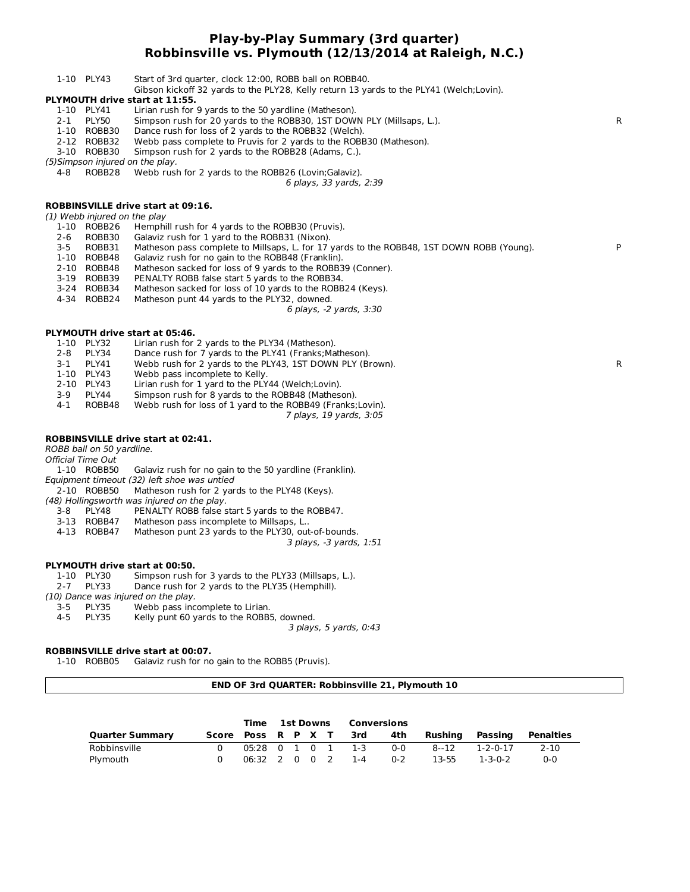# Play-by-Play Summary (3rd quarter)
# Robbinsville vs. Plymouth (12/13/2014 at Raleigh, N.C.)

1-10 PLY43 Start of 3rd quarter, clock 12:00, ROBB ball on ROBB40.
Gibson kickoff 32 yards to the PLY28, Kelly return 13 yards to the PLY41 (Welch;Lovin).

**PLYMOUTH drive start at 11:55.**

| | | | |
|---|---|---|---|
| 1-10 | PLY41 | Lirian rush for 9 yards to the 50 yardline (Matheson). | |
| 2-1 | PLY50 | Simpson rush for 20 yards to the ROBB30, 1ST DOWN PLY (Millsaps, L.). | R |
| 1-10 | ROBB30 | Dance rush for loss of 2 yards to the ROBB32 (Welch). | |
| 2-12 | ROBB32 | Webb pass complete to Pruvis for 2 yards to the ROBB30 (Matheson). | |
| 3-10 | ROBB30 | Simpson rush for 2 yards to the ROBB28 (Adams, C.). | |

*(5)Simpson injured on the play.*

| | | | |
|---|---|---|---|
| 4-8 | ROBB28 | Webb rush for 2 yards to the ROBB26 (Lovin;Galaviz). | |

*6 plays, 33 yards, 2:39*

**ROBBINSVILLE drive start at 09:16.**

*(1) Webb injured on the play*

| | | | |
|---|---|---|---|
| 1-10 | ROBB26 | Hemphill rush for 4 yards to the ROBB30 (Pruvis). | |
| 2-6 | ROBB30 | Galaviz rush for 1 yard to the ROBB31 (Nixon). | |
| 3-5 | ROBB31 | Matheson pass complete to Millsaps, L. for 17 yards to the ROBB48, 1ST DOWN ROBB (Young). | P |
| 1-10 | ROBB48 | Galaviz rush for no gain to the ROBB48 (Franklin). | |
| 2-10 | ROBB48 | Matheson sacked for loss of 9 yards to the ROBB39 (Conner). | |
| 3-19 | ROBB39 | PENALTY ROBB false start 5 yards to the ROBB34. | |
| 3-24 | ROBB34 | Matheson sacked for loss of 10 yards to the ROBB24 (Keys). | |
| 4-34 | ROBB24 | Matheson punt 44 yards to the PLY32, downed. | |

*6 plays, -2 yards, 3:30*

**PLYMOUTH drive start at 05:46.**

| | | | |
|---|---|---|---|
| 1-10 | PLY32 | Lirian rush for 2 yards to the PLY34 (Matheson). | |
| 2-8 | PLY34 | Dance rush for 7 yards to the PLY41 (Franks;Matheson). | |
| 3-1 | PLY41 | Webb rush for 2 yards to the PLY43, 1ST DOWN PLY (Brown). | R |
| 1-10 | PLY43 | Webb pass incomplete to Kelly. | |
| 2-10 | PLY43 | Lirian rush for 1 yard to the PLY44 (Welch;Lovin). | |
| 3-9 | PLY44 | Simpson rush for 8 yards to the ROBB48 (Matheson). | |
| 4-1 | ROBB48 | Webb rush for loss of 1 yard to the ROBB49 (Franks;Lovin). | |

*7 plays, 19 yards, 3:05*

**ROBBINSVILLE drive start at 02:41.**

*ROBB ball on 50 yardline.*

*Official Time Out*

| | | | |
|---|---|---|---|
| 1-10 | ROBB50 | Galaviz rush for no gain to the 50 yardline (Franklin). | |

*Equipment timeout (32) left shoe was untied*

| | | | |
|---|---|---|---|
| 2-10 | ROBB50 | Matheson rush for 2 yards to the PLY48 (Keys). | |

*(48) Hollingsworth was injured on the play.*

| | | | |
|---|---|---|---|
| 3-8 | PLY48 | PENALTY ROBB false start 5 yards to the ROBB47. | |
| 3-13 | ROBB47 | Matheson pass incomplete to Millsaps, L.. | |
| 4-13 | ROBB47 | Matheson punt 23 yards to the PLY30, out-of-bounds. | |

*3 plays, -3 yards, 1:51*

**PLYMOUTH drive start at 00:50.**

| | | | |
|---|---|---|---|
| 1-10 | PLY30 | Simpson rush for 3 yards to the PLY33 (Millsaps, L.). | |
| 2-7 | PLY33 | Dance rush for 2 yards to the PLY35 (Hemphill). | |

*(10) Dance was injured on the play.*

| | | | |
|---|---|---|---|
| 3-5 | PLY35 | Webb pass incomplete to Lirian. | |
| 4-5 | PLY35 | Kelly punt 60 yards to the ROBB5, downed. | |

*3 plays, 5 yards, 0:43*

**ROBBINSVILLE drive start at 00:07.**

| | | | |
|---|---|---|---|
| 1-10 | ROBB05 | Galaviz rush for no gain to the ROBB5 (Pruvis). | |

**END OF 3rd QUARTER: Robbinsville 21, Plymouth 10**

| Quarter Summary | Score | Time Poss | 1st Downs R | P | X | T | Conversions 3rd | 4th | Rushing | Passing | Penalties |
|---|---|---|---|---|---|---|---|---|---|---|---|
| Robbinsville | 0 | 05:28 | 0 | 1 | 0 | 1 | 1-3 | 0-0 | 8--12 | 1-2-0-17 | 2-10 |
| Plymouth | 0 | 06:32 | 2 | 0 | 0 | 2 | 1-4 | 0-2 | 13-55 | 1-3-0-2 | 0-0 |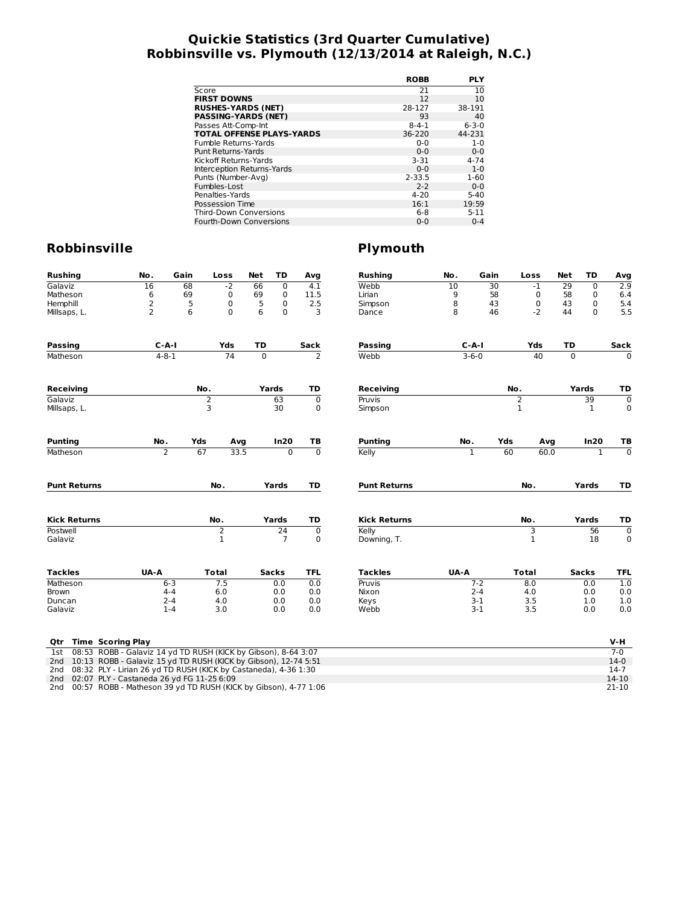# Quickie Statistics (3rd Quarter Cumulative)
# Robbinsville vs. Plymouth (12/13/2014 at Raleigh, N.C.)

| | ROBB | PLY |
|---|---|---|
| Score | 21 | 10 |
| **FIRST DOWNS** | 12 | 10 |
| **RUSHES-YARDS (NET)** | 28-127 | 38-191 |
| **PASSING-YARDS (NET)** | 93 | 40 |
| Passes Att-Comp-Int | 8-4-1 | 6-3-0 |
| **TOTAL OFFENSE PLAYS-YARDS** | 36-220 | 44-231 |
| Fumble Returns-Yards | 0-0 | 1-0 |
| Punt Returns-Yards | 0-0 | 0-0 |
| Kickoff Returns-Yards | 3-31 | 4-74 |
| Interception Returns-Yards | 0-0 | 1-0 |
| Punts (Number-Avg) | 2-33.5 | 1-60 |
| Fumbles-Lost | 2-2 | 0-0 |
| Penalties-Yards | 4-20 | 5-40 |
| Possession Time | 16:1 | 19:59 |
| Third-Down Conversions | 6-8 | 5-11 |
| Fourth-Down Conversions | 0-0 | 0-4 |

## Robbinsville

| Rushing | No. | Gain | Loss | Net | TD | Avg |
|---|---|---|---|---|---|---|
| Galaviz | 16 | 68 | -2 | 66 | 0 | 4.1 |
| Matheson | 6 | 69 | 0 | 69 | 0 | 11.5 |
| Hemphill | 2 | 5 | 0 | 5 | 0 | 2.5 |
| Millsaps, L. | 2 | 6 | 0 | 6 | 0 | 3 |

| Passing | C-A-I | Yds | TD | Sack |
|---|---|---|---|---|
| Matheson | 4-8-1 | 74 | 0 | 2 |

| Receiving | No. | Yards | TD |
|---|---|---|---|
| Galaviz | 2 | 63 | 0 |
| Millsaps, L. | 3 | 30 | 0 |

| Punting | No. | Yds | Avg | In20 | TB |
|---|---|---|---|---|---|
| Matheson | 2 | 67 | 33.5 | 0 | 0 |

| Punt Returns | No. | Yards | TD |
|---|---|---|---|

| Kick Returns | No. | Yards | TD |
|---|---|---|---|
| Postwell | 2 | 24 | 0 |
| Galaviz | 1 | 7 | 0 |

| Tackles | UA-A | Total | Sacks | TFL |
|---|---|---|---|---|
| Matheson | 6-3 | 7.5 | 0.0 | 0.0 |
| Brown | 4-4 | 6.0 | 0.0 | 0.0 |
| Duncan | 2-4 | 4.0 | 0.0 | 0.0 |
| Galaviz | 1-4 | 3.0 | 0.0 | 0.0 |

## Plymouth

| Rushing | No. | Gain | Loss | Net | TD | Avg |
|---|---|---|---|---|---|---|
| Webb | 10 | 30 | -1 | 29 | 0 | 2.9 |
| Lirian | 9 | 58 | 0 | 58 | 0 | 6.4 |
| Simpson | 8 | 43 | 0 | 43 | 0 | 5.4 |
| Dance | 8 | 46 | -2 | 44 | 0 | 5.5 |

| Passing | C-A-I | Yds | TD | Sack |
|---|---|---|---|---|
| Webb | 3-6-0 | 40 | 0 | 0 |

| Receiving | No. | Yards | TD |
|---|---|---|---|
| Pruvis | 2 | 39 | 0 |
| Simpson | 1 | 1 | 0 |

| Punting | No. | Yds | Avg | In20 | TB |
|---|---|---|---|---|---|
| Kelly | 1 | 60 | 60.0 | 1 | 0 |

| Punt Returns | No. | Yards | TD |
|---|---|---|---|

| Kick Returns | No. | Yards | TD |
|---|---|---|---|
| Kelly | 3 | 56 | 0 |
| Downing, T. | 1 | 18 | 0 |

| Tackles | UA-A | Total | Sacks | TFL |
|---|---|---|---|---|
| Pruvis | 7-2 | 8.0 | 0.0 | 1.0 |
| Nixon | 2-4 | 4.0 | 0.0 | 0.0 |
| Keys | 3-1 | 3.5 | 1.0 | 1.0 |
| Webb | 3-1 | 3.5 | 0.0 | 0.0 |

| Qtr | Time | Scoring Play | V-H |
|---|---|---|---|
| 1st | 08:53 | ROBB - Galaviz 14 yd TD RUSH (KICK by Gibson), 8-64 3:07 | 7-0 |
| 2nd | 10:13 | ROBB - Galaviz 15 yd TD RUSH (KICK by Gibson), 12-74 5:51 | 14-0 |
| 2nd | 08:32 | PLY - Lirian 26 yd TD RUSH (KICK by Castaneda), 4-36 1:30 | 14-7 |
| 2nd | 02:07 | PLY - Castaneda 26 yd FG 11-25 6:09 | 14-10 |
| 2nd | 00:57 | ROBB - Matheson 39 yd TD RUSH (KICK by Gibson), 4-77 1:06 | 21-10 |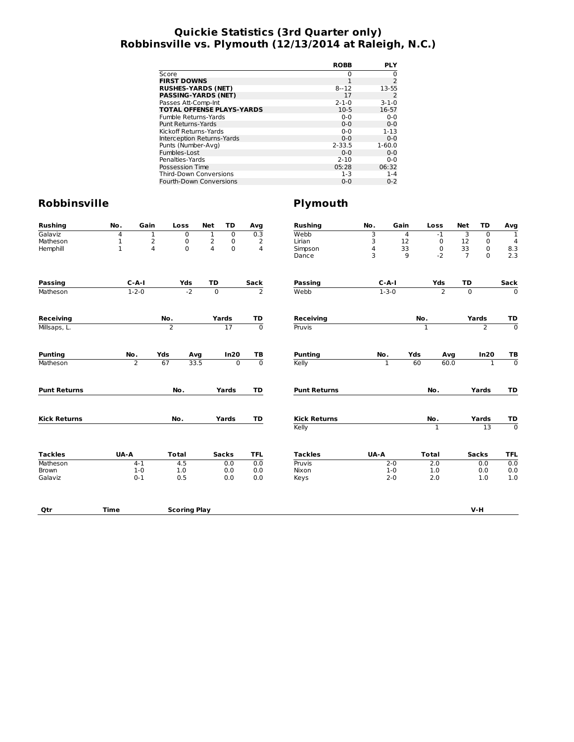# Quickie Statistics (3rd Quarter only)
# Robbinsville vs. Plymouth (12/13/2014 at Raleigh, N.C.)

| | ROBB | PLY |
|---|---|---|
| Score | 0 | 0 |
| **FIRST DOWNS** | 1 | 2 |
| **RUSHES-YARDS (NET)** | 8--12 | 13-55 |
| **PASSING-YARDS (NET)** | 17 | 2 |
| Passes Att-Comp-Int | 2-1-0 | 3-1-0 |
| **TOTAL OFFENSE PLAYS-YARDS** | 10-5 | 16-57 |
| Fumble Returns-Yards | 0-0 | 0-0 |
| Punt Returns-Yards | 0-0 | 0-0 |
| Kickoff Returns-Yards | 0-0 | 1-13 |
| Interception Returns-Yards | 0-0 | 0-0 |
| Punts (Number-Avg) | 2-33.5 | 1-60.0 |
| Fumbles-Lost | 0-0 | 0-0 |
| Penalties-Yards | 2-10 | 0-0 |
| Possession Time | 05:28 | 06:32 |
| Third-Down Conversions | 1-3 | 1-4 |
| Fourth-Down Conversions | 0-0 | 0-2 |

## Robbinsville

| Rushing | No. | Gain | Loss | Net | TD | Avg |
|---|---|---|---|---|---|---|
| Galaviz | 4 | 1 | 0 | 1 | 0 | 0.3 |
| Matheson | 1 | 2 | 0 | 2 | 0 | 2 |
| Hemphill | 1 | 4 | 0 | 4 | 0 | 4 |

| Passing | C-A-I | Yds | TD | Sack |
|---|---|---|---|---|
| Matheson | 1-2-0 | -2 | 0 | 2 |

| Receiving | No. | Yards | TD |
|---|---|---|---|
| Millsaps, L. | 2 | 17 | 0 |

| Punting | No. | Yds | Avg | In20 | TB |
|---|---|---|---|---|---|
| Matheson | 2 | 67 | 33.5 | 0 | 0 |

| Punt Returns | No. | Yards | TD |
|---|---|---|---|

| Kick Returns | No. | Yards | TD |
|---|---|---|---|

| Tackles | UA-A | Total | Sacks | TFL |
|---|---|---|---|---|
| Matheson | 4-1 | 4.5 | 0.0 | 0.0 |
| Brown | 1-0 | 1.0 | 0.0 | 0.0 |
| Galaviz | 0-1 | 0.5 | 0.0 | 0.0 |

## Plymouth

| Rushing | No. | Gain | Loss | Net | TD | Avg |
|---|---|---|---|---|---|---|
| Webb | 3 | 4 | -1 | 3 | 0 | 1 |
| Lirian | 3 | 12 | 0 | 12 | 0 | 4 |
| Simpson | 4 | 33 | 0 | 33 | 0 | 8.3 |
| Dance | 3 | 9 | -2 | 7 | 0 | 2.3 |

| Passing | C-A-I | Yds | TD | Sack |
|---|---|---|---|---|
| Webb | 1-3-0 | 2 | 0 | 0 |

| Receiving | No. | Yards | TD |
|---|---|---|---|
| Pruvis | 1 | 2 | 0 |

| Punting | No. | Yds | Avg | In20 | TB |
|---|---|---|---|---|---|
| Kelly | 1 | 60 | 60.0 | 1 | 0 |

| Punt Returns | No. | Yards | TD |
|---|---|---|---|

| Kick Returns | No. | Yards | TD |
|---|---|---|---|
| Kelly | 1 | 13 | 0 |

| Tackles | UA-A | Total | Sacks | TFL |
|---|---|---|---|---|
| Pruvis | 2-0 | 2.0 | 0.0 | 0.0 |
| Nixon | 1-0 | 1.0 | 0.0 | 0.0 |
| Keys | 2-0 | 2.0 | 1.0 | 1.0 |

| Qtr | Time | Scoring Play | V-H |
|---|---|---|---|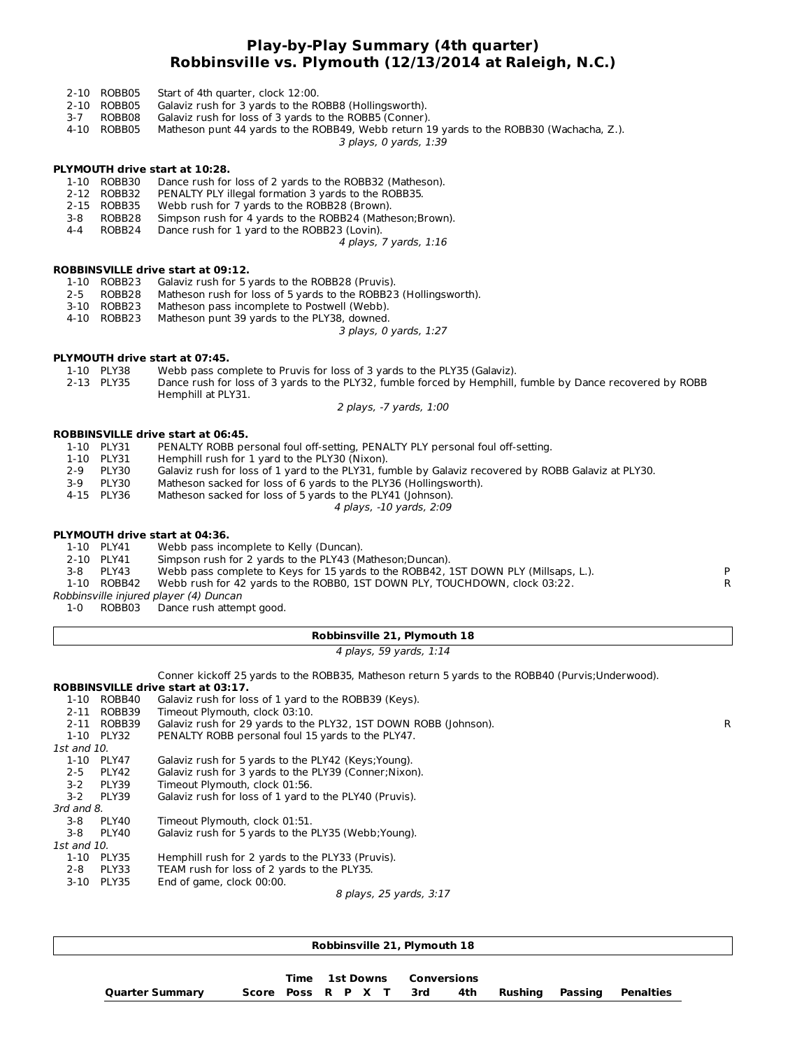# Play-by-Play Summary (4th quarter)
## Robbinsville vs. Plymouth (12/13/2014 at Raleigh, N.C.)

| | | | |
|---|---|---|---|
| 2-10 | ROBB05 | Start of 4th quarter, clock 12:00. | |
| 2-10 | ROBB05 | Galaviz rush for 3 yards to the ROBB8 (Hollingsworth). | |
| 3-7 | ROBB08 | Galaviz rush for loss of 3 yards to the ROBB5 (Conner). | |
| 4-10 | ROBB05 | Matheson punt 44 yards to the ROBB49, Webb return 19 yards to the ROBB30 (Wachacha, Z.). | |

*3 plays, 0 yards, 1:39*

**PLYMOUTH drive start at 10:28.**

| | | | |
|---|---|---|---|
| 1-10 | ROBB30 | Dance rush for loss of 2 yards to the ROBB32 (Matheson). | |
| 2-12 | ROBB32 | PENALTY PLY illegal formation 3 yards to the ROBB35. | |
| 2-15 | ROBB35 | Webb rush for 7 yards to the ROBB28 (Brown). | |
| 3-8 | ROBB28 | Simpson rush for 4 yards to the ROBB24 (Matheson;Brown). | |
| 4-4 | ROBB24 | Dance rush for 1 yard to the ROBB23 (Lovin). | |

*4 plays, 7 yards, 1:16*

**ROBBINSVILLE drive start at 09:12.**

| | | | |
|---|---|---|---|
| 1-10 | ROBB23 | Galaviz rush for 5 yards to the ROBB28 (Pruvis). | |
| 2-5 | ROBB28 | Matheson rush for loss of 5 yards to the ROBB23 (Hollingsworth). | |
| 3-10 | ROBB23 | Matheson pass incomplete to Postwell (Webb). | |
| 4-10 | ROBB23 | Matheson punt 39 yards to the PLY38, downed. | |

*3 plays, 0 yards, 1:27*

**PLYMOUTH drive start at 07:45.**

| | | | |
|---|---|---|---|
| 1-10 | PLY38 | Webb pass complete to Pruvis for loss of 3 yards to the PLY35 (Galaviz). | |
| 2-13 | PLY35 | Dance rush for loss of 3 yards to the PLY32, fumble forced by Hemphill, fumble by Dance recovered by ROBB Hemphill at PLY31. | |

*2 plays, -7 yards, 1:00*

**ROBBINSVILLE drive start at 06:45.**

| | | | |
|---|---|---|---|
| 1-10 | PLY31 | PENALTY ROBB personal foul off-setting, PENALTY PLY personal foul off-setting. | |
| 1-10 | PLY31 | Hemphill rush for 1 yard to the PLY30 (Nixon). | |
| 2-9 | PLY30 | Galaviz rush for loss of 1 yard to the PLY31, fumble by Galaviz recovered by ROBB Galaviz at PLY30. | |
| 3-9 | PLY30 | Matheson sacked for loss of 6 yards to the PLY36 (Hollingsworth). | |
| 4-15 | PLY36 | Matheson sacked for loss of 5 yards to the PLY41 (Johnson). | |

*4 plays, -10 yards, 2:09*

**PLYMOUTH drive start at 04:36.**

| | | | |
|---|---|---|---|
| 1-10 | PLY41 | Webb pass incomplete to Kelly (Duncan). | |
| 2-10 | PLY41 | Simpson rush for 2 yards to the PLY43 (Matheson;Duncan). | |
| 3-8 | PLY43 | Webb pass complete to Keys for 15 yards to the ROBB42, 1ST DOWN PLY (Millsaps, L.). | P |
| 1-10 | ROBB42 | Webb rush for 42 yards to the ROBB0, 1ST DOWN PLY, TOUCHDOWN, clock 03:22. | R |

*Robbinsville injured player (4) Duncan*

| | | | |
|---|---|---|---|
| 1-0 | ROBB03 | Dance rush attempt good. | |

**Robbinsville 21, Plymouth 18**

*4 plays, 59 yards, 1:14*

Conner kickoff 25 yards to the ROBB35, Matheson return 5 yards to the ROBB40 (Purvis;Underwood).

**ROBBINSVILLE drive start at 03:17.**

| | | | |
|---|---|---|---|
| 1-10 | ROBB40 | Galaviz rush for loss of 1 yard to the ROBB39 (Keys). | |
| 2-11 | ROBB39 | Timeout Plymouth, clock 03:10. | |
| 2-11 | ROBB39 | Galaviz rush for 29 yards to the PLY32, 1ST DOWN ROBB (Johnson). | R |
| 1-10 | PLY32 | PENALTY ROBB personal foul 15 yards to the PLY47. | |
| *1st and 10.* | | | |
| 1-10 | PLY47 | Galaviz rush for 5 yards to the PLY42 (Keys;Young). | |
| 2-5 | PLY42 | Galaviz rush for 3 yards to the PLY39 (Conner;Nixon). | |
| 3-2 | PLY39 | Timeout Plymouth, clock 01:56. | |
| 3-2 | PLY39 | Galaviz rush for loss of 1 yard to the PLY40 (Pruvis). | |
| *3rd and 8.* | | | |
| 3-8 | PLY40 | Timeout Plymouth, clock 01:51. | |
| 3-8 | PLY40 | Galaviz rush for 5 yards to the PLY35 (Webb;Young). | |
| *1st and 10.* | | | |
| 1-10 | PLY35 | Hemphill rush for 2 yards to the PLY33 (Pruvis). | |
| 2-8 | PLY33 | TEAM rush for loss of 2 yards to the PLY35. | |
| 3-10 | PLY35 | End of game, clock 00:00. | |

*8 plays, 25 yards, 3:17*

**Robbinsville 21, Plymouth 18**

| Quarter Summary | Score | Time Poss | 1st Downs R | P | X | T | Conversions 3rd | 4th | Rushing | Passing | Penalties |
|---|---|---|---|---|---|---|---|---|---|---|---|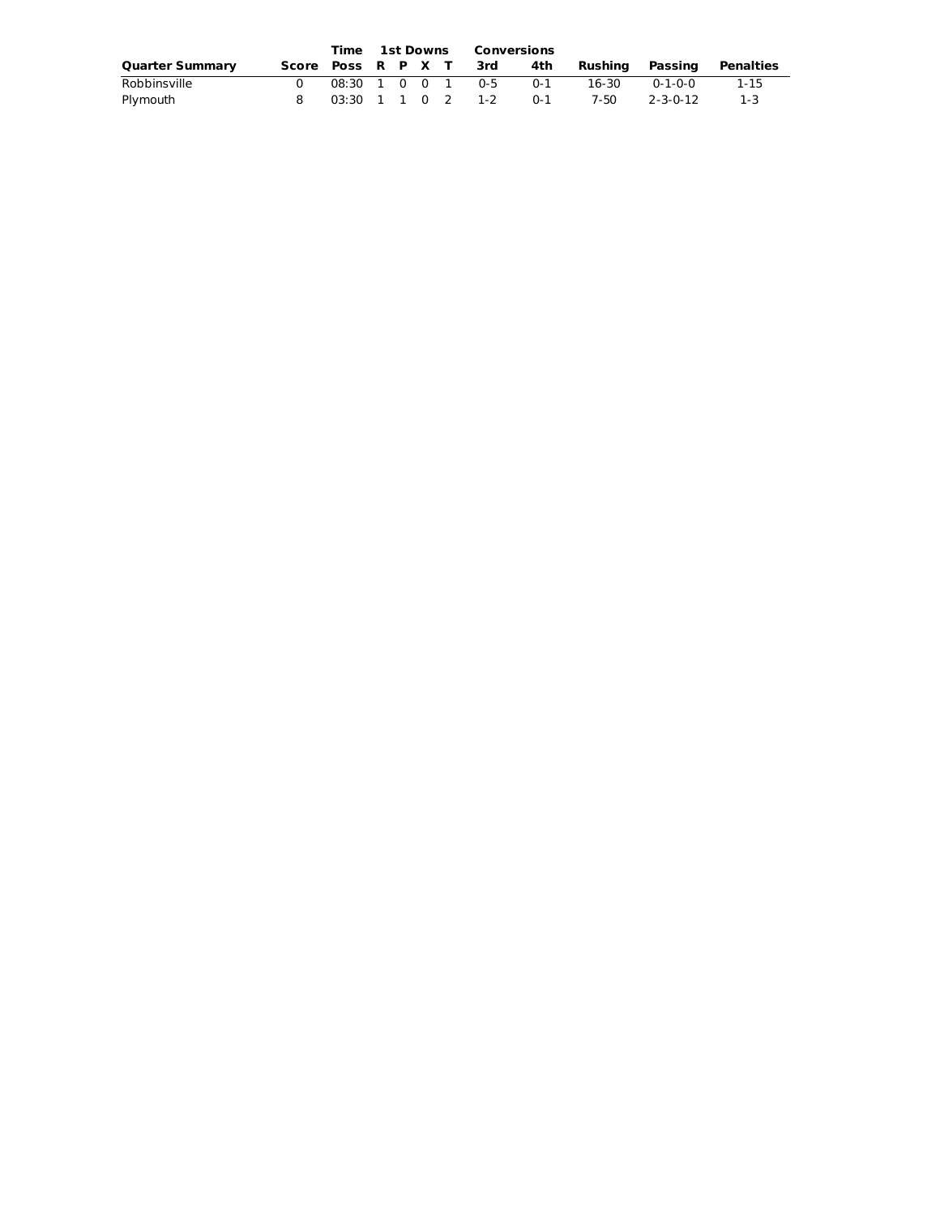| Quarter Summary | Score | Time Poss | 1st Downs R | P | X | T | Conversions 3rd | 4th | Rushing | Passing | Penalties |
|---|---|---|---|---|---|---|---|---|---|---|---|
| Robbinsville | 0 | 08:30 | 1 | 0 | 0 | 1 | 0-5 | 0-1 | 16-30 | 0-1-0-0 | 1-15 |
| Plymouth | 8 | 03:30 | 1 | 1 | 0 | 2 | 1-2 | 0-1 | 7-50 | 2-3-0-12 | 1-3 |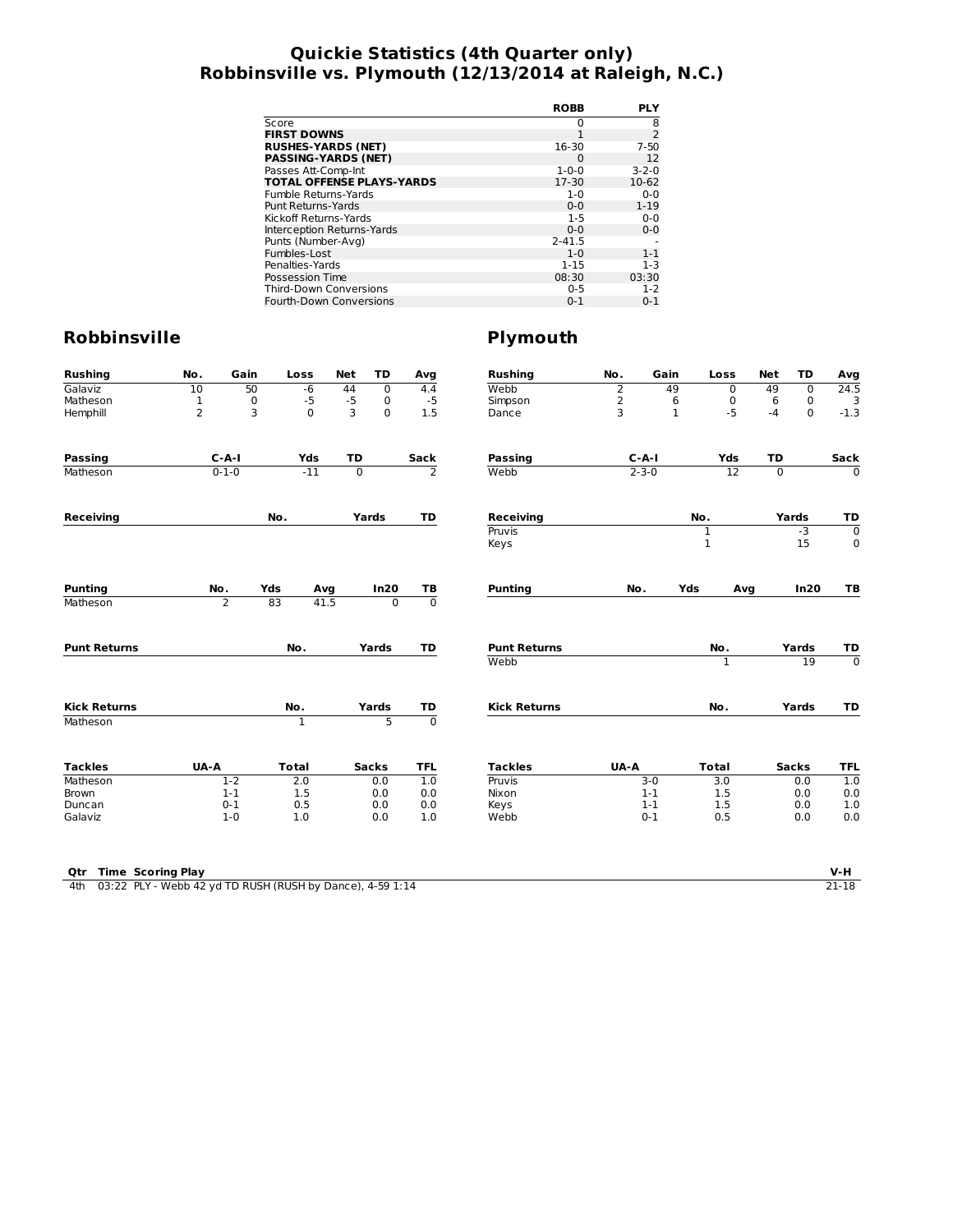# Quickie Statistics (4th Quarter only)
## Robbinsville vs. Plymouth (12/13/2014 at Raleigh, N.C.)

| | ROBB | PLY |
|---|---|---|
| Score | 0 | 8 |
| **FIRST DOWNS** | 1 | 2 |
| **RUSHES-YARDS (NET)** | 16-30 | 7-50 |
| **PASSING-YARDS (NET)** | 0 | 12 |
| Passes Att-Comp-Int | 1-0-0 | 3-2-0 |
| **TOTAL OFFENSE PLAYS-YARDS** | 17-30 | 10-62 |
| Fumble Returns-Yards | 1-0 | 0-0 |
| Punt Returns-Yards | 0-0 | 1-19 |
| Kickoff Returns-Yards | 1-5 | 0-0 |
| Interception Returns-Yards | 0-0 | 0-0 |
| Punts (Number-Avg) | 2-41.5 | - |
| Fumbles-Lost | 1-0 | 1-1 |
| Penalties-Yards | 1-15 | 1-3 |
| Possession Time | 08:30 | 03:30 |
| Third-Down Conversions | 0-5 | 1-2 |
| Fourth-Down Conversions | 0-1 | 0-1 |

## Robbinsville

| Rushing | No. | Gain | Loss | Net | TD | Avg |
|---|---|---|---|---|---|---|
| Galaviz | 10 | 50 | -6 | 44 | 0 | 4.4 |
| Matheson | 1 | 0 | -5 | -5 | 0 | -5 |
| Hemphill | 2 | 3 | 0 | 3 | 0 | 1.5 |

| Passing | C-A-I | Yds | TD | Sack |
|---|---|---|---|---|
| Matheson | 0-1-0 | -11 | 0 | 2 |

| Receiving | No. | Yards | TD |
|---|---|---|---|

| Punting | No. | Yds | Avg | In20 | TB |
|---|---|---|---|---|---|
| Matheson | 2 | 83 | 41.5 | 0 | 0 |

| Punt Returns | No. | Yards | TD |
|---|---|---|---|

| Kick Returns | No. | Yards | TD |
|---|---|---|---|
| Matheson | 1 | 5 | 0 |

| Tackles | UA-A | Total | Sacks | TFL |
|---|---|---|---|---|
| Matheson | 1-2 | 2.0 | 0.0 | 1.0 |
| Brown | 1-1 | 1.5 | 0.0 | 0.0 |
| Duncan | 0-1 | 0.5 | 0.0 | 0.0 |
| Galaviz | 1-0 | 1.0 | 0.0 | 1.0 |

## Plymouth

| Rushing | No. | Gain | Loss | Net | TD | Avg |
|---|---|---|---|---|---|---|
| Webb | 2 | 49 | 0 | 49 | 0 | 24.5 |
| Simpson | 2 | 6 | 0 | 6 | 0 | 3 |
| Dance | 3 | 1 | -5 | -4 | 0 | -1.3 |

| Passing | C-A-I | Yds | TD | Sack |
|---|---|---|---|---|
| Webb | 2-3-0 | 12 | 0 | 0 |

| Receiving | No. | Yards | TD |
|---|---|---|---|
| Pruvis | 1 | -3 | 0 |
| Keys | 1 | 15 | 0 |

| Punting | No. | Yds | Avg | In20 | TB |
|---|---|---|---|---|---|

| Punt Returns | No. | Yards | TD |
|---|---|---|---|
| Webb | 1 | 19 | 0 |

| Kick Returns | No. | Yards | TD |
|---|---|---|---|

| Tackles | UA-A | Total | Sacks | TFL |
|---|---|---|---|---|
| Pruvis | 3-0 | 3.0 | 0.0 | 1.0 |
| Nixon | 1-1 | 1.5 | 0.0 | 0.0 |
| Keys | 1-1 | 1.5 | 0.0 | 1.0 |
| Webb | 0-1 | 0.5 | 0.0 | 0.0 |

| Qtr | Time | Scoring Play | V-H |
|---|---|---|---|
| 4th | 03:22 | PLY - Webb 42 yd TD RUSH (RUSH by Dance), 4-59 1:14 | 21-18 |